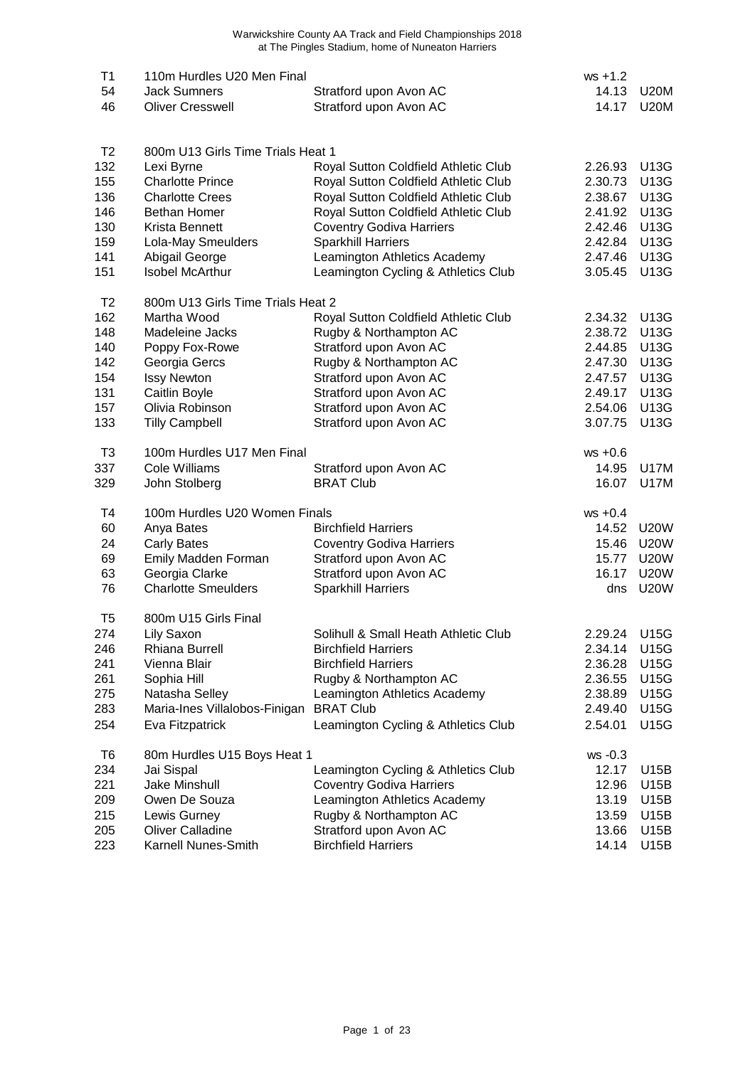Warwickshire County AA Track and Field Championships 2018
at The Pingles Stadium, home of Nuneaton Harriers

| | | | | |
|---|---|---|---|---|
| T1 | 110m Hurdles U20 Men Final | | ws +1.2 | |
| 54 | Jack Sumners | Stratford upon Avon AC | 14.13 | U20M |
| 46 | Oliver Cresswell | Stratford upon Avon AC | 14.17 | U20M |
| | | | | |
| T2 | 800m U13 Girls Time Trials Heat 1 | | | |
| 132 | Lexi Byrne | Royal Sutton Coldfield Athletic Club | 2.26.93 | U13G |
| 155 | Charlotte Prince | Royal Sutton Coldfield Athletic Club | 2.30.73 | U13G |
| 136 | Charlotte Crees | Royal Sutton Coldfield Athletic Club | 2.38.67 | U13G |
| 146 | Bethan Homer | Royal Sutton Coldfield Athletic Club | 2.41.92 | U13G |
| 130 | Krista Bennett | Coventry Godiva Harriers | 2.42.46 | U13G |
| 159 | Lola-May Smeulders | Sparkhill Harriers | 2.42.84 | U13G |
| 141 | Abigail George | Leamington Athletics Academy | 2.47.46 | U13G |
| 151 | Isobel McArthur | Leamington Cycling & Athletics Club | 3.05.45 | U13G |
| | | | | |
| T2 | 800m U13 Girls Time Trials Heat 2 | | | |
| 162 | Martha Wood | Royal Sutton Coldfield Athletic Club | 2.34.32 | U13G |
| 148 | Madeleine Jacks | Rugby & Northampton AC | 2.38.72 | U13G |
| 140 | Poppy Fox-Rowe | Stratford upon Avon AC | 2.44.85 | U13G |
| 142 | Georgia Gercs | Rugby & Northampton AC | 2.47.30 | U13G |
| 154 | Issy Newton | Stratford upon Avon AC | 2.47.57 | U13G |
| 131 | Caitlin Boyle | Stratford upon Avon AC | 2.49.17 | U13G |
| 157 | Olivia Robinson | Stratford upon Avon AC | 2.54.06 | U13G |
| 133 | Tilly Campbell | Stratford upon Avon AC | 3.07.75 | U13G |
| | | | | |
| T3 | 100m Hurdles U17 Men Final | | ws +0.6 | |
| 337 | Cole Williams | Stratford upon Avon AC | 14.95 | U17M |
| 329 | John Stolberg | BRAT Club | 16.07 | U17M |
| | | | | |
| T4 | 100m Hurdles U20 Women Finals | | ws +0.4 | |
| 60 | Anya Bates | Birchfield Harriers | 14.52 | U20W |
| 24 | Carly Bates | Coventry Godiva Harriers | 15.46 | U20W |
| 69 | Emily Madden Forman | Stratford upon Avon AC | 15.77 | U20W |
| 63 | Georgia Clarke | Stratford upon Avon AC | 16.17 | U20W |
| 76 | Charlotte Smeulders | Sparkhill Harriers | dns | U20W |
| | | | | |
| T5 | 800m U15 Girls Final | | | |
| 274 | Lily Saxon | Solihull & Small Heath Athletic Club | 2.29.24 | U15G |
| 246 | Rhiana Burrell | Birchfield Harriers | 2.34.14 | U15G |
| 241 | Vienna Blair | Birchfield Harriers | 2.36.28 | U15G |
| 261 | Sophia Hill | Rugby & Northampton AC | 2.36.55 | U15G |
| 275 | Natasha Selley | Leamington Athletics Academy | 2.38.89 | U15G |
| 283 | Maria-Ines Villalobos-Finigan | BRAT Club | 2.49.40 | U15G |
| 254 | Eva Fitzpatrick | Leamington Cycling & Athletics Club | 2.54.01 | U15G |
| | | | | |
| T6 | 80m Hurdles U15 Boys Heat 1 | | ws -0.3 | |
| 234 | Jai Sispal | Leamington Cycling & Athletics Club | 12.17 | U15B |
| 221 | Jake Minshull | Coventry Godiva Harriers | 12.96 | U15B |
| 209 | Owen De Souza | Leamington Athletics Academy | 13.19 | U15B |
| 215 | Lewis Gurney | Rugby & Northampton AC | 13.59 | U15B |
| 205 | Oliver Calladine | Stratford upon Avon AC | 13.66 | U15B |
| 223 | Karnell Nunes-Smith | Birchfield Harriers | 14.14 | U15B |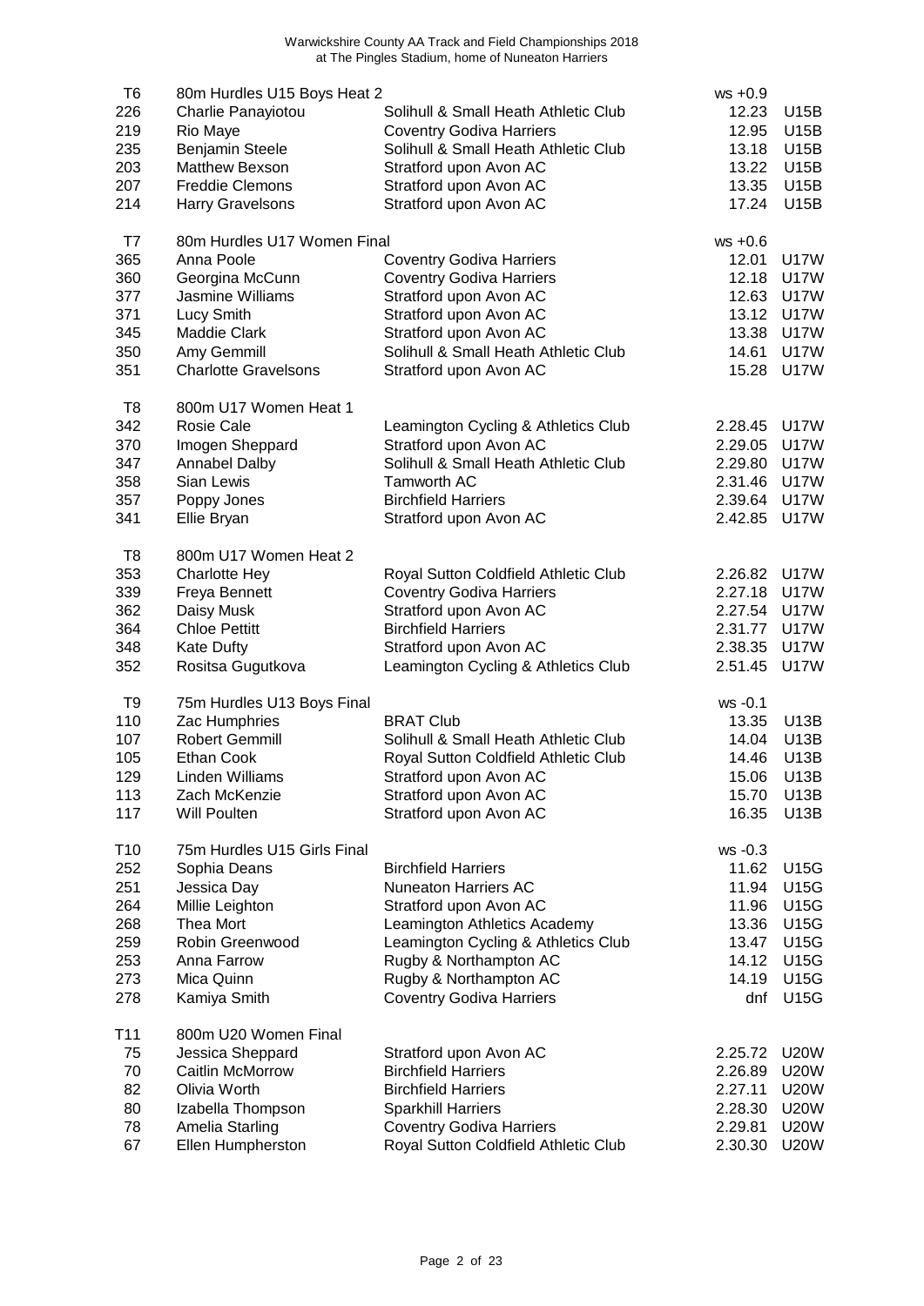Warwickshire County AA Track and Field Championships 2018
at The Pingles Stadium, home of Nuneaton Harriers

| T6 | 80m Hurdles U15 Boys Heat 2 | | ws +0.9 | |
|---|---|---|---|---|
| 226 | Charlie Panayiotou | Solihull & Small Heath Athletic Club | 12.23 | U15B |
| 219 | Rio Maye | Coventry Godiva Harriers | 12.95 | U15B |
| 235 | Benjamin Steele | Solihull & Small Heath Athletic Club | 13.18 | U15B |
| 203 | Matthew Bexson | Stratford upon Avon AC | 13.22 | U15B |
| 207 | Freddie Clemons | Stratford upon Avon AC | 13.35 | U15B |
| 214 | Harry Gravelsons | Stratford upon Avon AC | 17.24 | U15B |

| T7 | 80m Hurdles U17 Women Final | | ws +0.6 | |
|---|---|---|---|---|
| 365 | Anna Poole | Coventry Godiva Harriers | 12.01 | U17W |
| 360 | Georgina McCunn | Coventry Godiva Harriers | 12.18 | U17W |
| 377 | Jasmine Williams | Stratford upon Avon AC | 12.63 | U17W |
| 371 | Lucy Smith | Stratford upon Avon AC | 13.12 | U17W |
| 345 | Maddie Clark | Stratford upon Avon AC | 13.38 | U17W |
| 350 | Amy Gemmill | Solihull & Small Heath Athletic Club | 14.61 | U17W |
| 351 | Charlotte Gravelsons | Stratford upon Avon AC | 15.28 | U17W |

| T8 | 800m U17 Women Heat 1 | | | |
|---|---|---|---|---|
| 342 | Rosie Cale | Leamington Cycling & Athletics Club | 2.28.45 | U17W |
| 370 | Imogen Sheppard | Stratford upon Avon AC | 2.29.05 | U17W |
| 347 | Annabel Dalby | Solihull & Small Heath Athletic Club | 2.29.80 | U17W |
| 358 | Sian Lewis | Tamworth AC | 2.31.46 | U17W |
| 357 | Poppy Jones | Birchfield Harriers | 2.39.64 | U17W |
| 341 | Ellie Bryan | Stratford upon Avon AC | 2.42.85 | U17W |

| T8 | 800m U17 Women Heat 2 | | | |
|---|---|---|---|---|
| 353 | Charlotte Hey | Royal Sutton Coldfield Athletic Club | 2.26.82 | U17W |
| 339 | Freya Bennett | Coventry Godiva Harriers | 2.27.18 | U17W |
| 362 | Daisy Musk | Stratford upon Avon AC | 2.27.54 | U17W |
| 364 | Chloe Pettitt | Birchfield Harriers | 2.31.77 | U17W |
| 348 | Kate Dufty | Stratford upon Avon AC | 2.38.35 | U17W |
| 352 | Rositsa Gugutkova | Leamington Cycling & Athletics Club | 2.51.45 | U17W |

| T9 | 75m Hurdles U13 Boys Final | | ws -0.1 | |
|---|---|---|---|---|
| 110 | Zac Humphries | BRAT Club | 13.35 | U13B |
| 107 | Robert Gemmill | Solihull & Small Heath Athletic Club | 14.04 | U13B |
| 105 | Ethan Cook | Royal Sutton Coldfield Athletic Club | 14.46 | U13B |
| 129 | Linden Williams | Stratford upon Avon AC | 15.06 | U13B |
| 113 | Zach McKenzie | Stratford upon Avon AC | 15.70 | U13B |
| 117 | Will Poulten | Stratford upon Avon AC | 16.35 | U13B |

| T10 | 75m Hurdles U15 Girls Final | | ws -0.3 | |
|---|---|---|---|---|
| 252 | Sophia Deans | Birchfield Harriers | 11.62 | U15G |
| 251 | Jessica Day | Nuneaton Harriers AC | 11.94 | U15G |
| 264 | Millie Leighton | Stratford upon Avon AC | 11.96 | U15G |
| 268 | Thea Mort | Leamington Athletics Academy | 13.36 | U15G |
| 259 | Robin Greenwood | Leamington Cycling & Athletics Club | 13.47 | U15G |
| 253 | Anna Farrow | Rugby & Northampton AC | 14.12 | U15G |
| 273 | Mica Quinn | Rugby & Northampton AC | 14.19 | U15G |
| 278 | Kamiya Smith | Coventry Godiva Harriers | dnf | U15G |

| T11 | 800m U20 Women Final | | | |
|---|---|---|---|---|
| 75 | Jessica Sheppard | Stratford upon Avon AC | 2.25.72 | U20W |
| 70 | Caitlin McMorrow | Birchfield Harriers | 2.26.89 | U20W |
| 82 | Olivia Worth | Birchfield Harriers | 2.27.11 | U20W |
| 80 | Izabella Thompson | Sparkhill Harriers | 2.28.30 | U20W |
| 78 | Amelia Starling | Coventry Godiva Harriers | 2.29.81 | U20W |
| 67 | Ellen Humpherston | Royal Sutton Coldfield Athletic Club | 2.30.30 | U20W |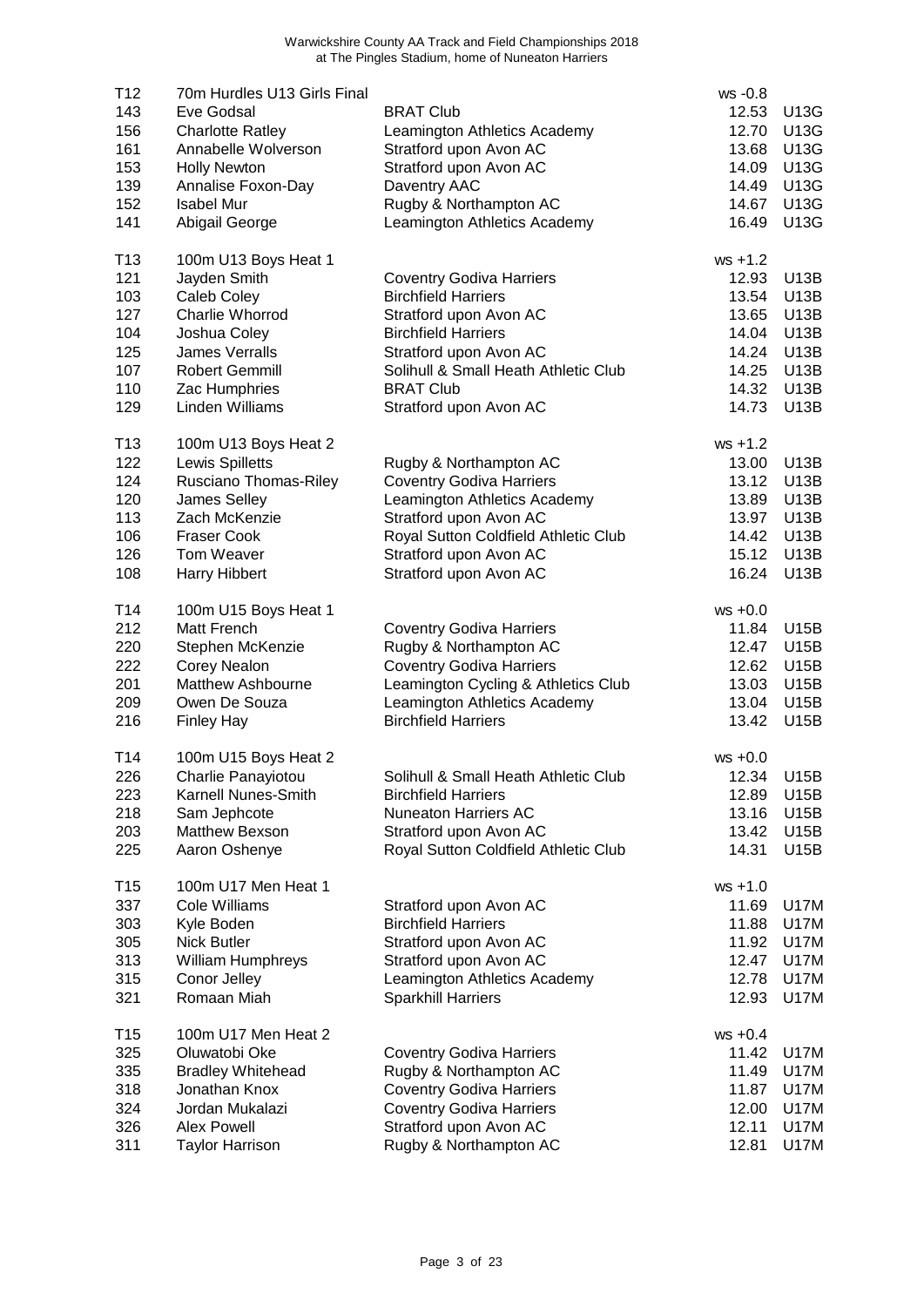| | | | | |
|---|---|---|---|---|
| T12 | 70m Hurdles U13 Girls Final | | ws -0.8 | |
| 143 | Eve Godsal | BRAT Club | 12.53 | U13G |
| 156 | Charlotte Ratley | Leamington Athletics Academy | 12.70 | U13G |
| 161 | Annabelle Wolverson | Stratford upon Avon AC | 13.68 | U13G |
| 153 | Holly Newton | Stratford upon Avon AC | 14.09 | U13G |
| 139 | Annalise Foxon-Day | Daventry AAC | 14.49 | U13G |
| 152 | Isabel Mur | Rugby & Northampton AC | 14.67 | U13G |
| 141 | Abigail George | Leamington Athletics Academy | 16.49 | U13G |
| | | | | |
| T13 | 100m U13 Boys Heat 1 | | ws +1.2 | |
| 121 | Jayden Smith | Coventry Godiva Harriers | 12.93 | U13B |
| 103 | Caleb Coley | Birchfield Harriers | 13.54 | U13B |
| 127 | Charlie Whorrod | Stratford upon Avon AC | 13.65 | U13B |
| 104 | Joshua Coley | Birchfield Harriers | 14.04 | U13B |
| 125 | James Verralls | Stratford upon Avon AC | 14.24 | U13B |
| 107 | Robert Gemmill | Solihull & Small Heath Athletic Club | 14.25 | U13B |
| 110 | Zac Humphries | BRAT Club | 14.32 | U13B |
| 129 | Linden Williams | Stratford upon Avon AC | 14.73 | U13B |
| | | | | |
| T13 | 100m U13 Boys Heat 2 | | ws +1.2 | |
| 122 | Lewis Spilletts | Rugby & Northampton AC | 13.00 | U13B |
| 124 | Rusciano Thomas-Riley | Coventry Godiva Harriers | 13.12 | U13B |
| 120 | James Selley | Leamington Athletics Academy | 13.89 | U13B |
| 113 | Zach McKenzie | Stratford upon Avon AC | 13.97 | U13B |
| 106 | Fraser Cook | Royal Sutton Coldfield Athletic Club | 14.42 | U13B |
| 126 | Tom Weaver | Stratford upon Avon AC | 15.12 | U13B |
| 108 | Harry Hibbert | Stratford upon Avon AC | 16.24 | U13B |
| | | | | |
| T14 | 100m U15 Boys Heat 1 | | ws +0.0 | |
| 212 | Matt French | Coventry Godiva Harriers | 11.84 | U15B |
| 220 | Stephen McKenzie | Rugby & Northampton AC | 12.47 | U15B |
| 222 | Corey Nealon | Coventry Godiva Harriers | 12.62 | U15B |
| 201 | Matthew Ashbourne | Leamington Cycling & Athletics Club | 13.03 | U15B |
| 209 | Owen De Souza | Leamington Athletics Academy | 13.04 | U15B |
| 216 | Finley Hay | Birchfield Harriers | 13.42 | U15B |
| | | | | |
| T14 | 100m U15 Boys Heat 2 | | ws +0.0 | |
| 226 | Charlie Panayiotou | Solihull & Small Heath Athletic Club | 12.34 | U15B |
| 223 | Karnell Nunes-Smith | Birchfield Harriers | 12.89 | U15B |
| 218 | Sam Jephcote | Nuneaton Harriers AC | 13.16 | U15B |
| 203 | Matthew Bexson | Stratford upon Avon AC | 13.42 | U15B |
| 225 | Aaron Oshenye | Royal Sutton Coldfield Athletic Club | 14.31 | U15B |
| | | | | |
| T15 | 100m U17 Men Heat 1 | | ws +1.0 | |
| 337 | Cole Williams | Stratford upon Avon AC | 11.69 | U17M |
| 303 | Kyle Boden | Birchfield Harriers | 11.88 | U17M |
| 305 | Nick Butler | Stratford upon Avon AC | 11.92 | U17M |
| 313 | William Humphreys | Stratford upon Avon AC | 12.47 | U17M |
| 315 | Conor Jelley | Leamington Athletics Academy | 12.78 | U17M |
| 321 | Romaan Miah | Sparkhill Harriers | 12.93 | U17M |
| | | | | |
| T15 | 100m U17 Men Heat 2 | | ws +0.4 | |
| 325 | Oluwatobi Oke | Coventry Godiva Harriers | 11.42 | U17M |
| 335 | Bradley Whitehead | Rugby & Northampton AC | 11.49 | U17M |
| 318 | Jonathan Knox | Coventry Godiva Harriers | 11.87 | U17M |
| 324 | Jordan Mukalazi | Coventry Godiva Harriers | 12.00 | U17M |
| 326 | Alex Powell | Stratford upon Avon AC | 12.11 | U17M |
| 311 | Taylor Harrison | Rugby & Northampton AC | 12.81 | U17M |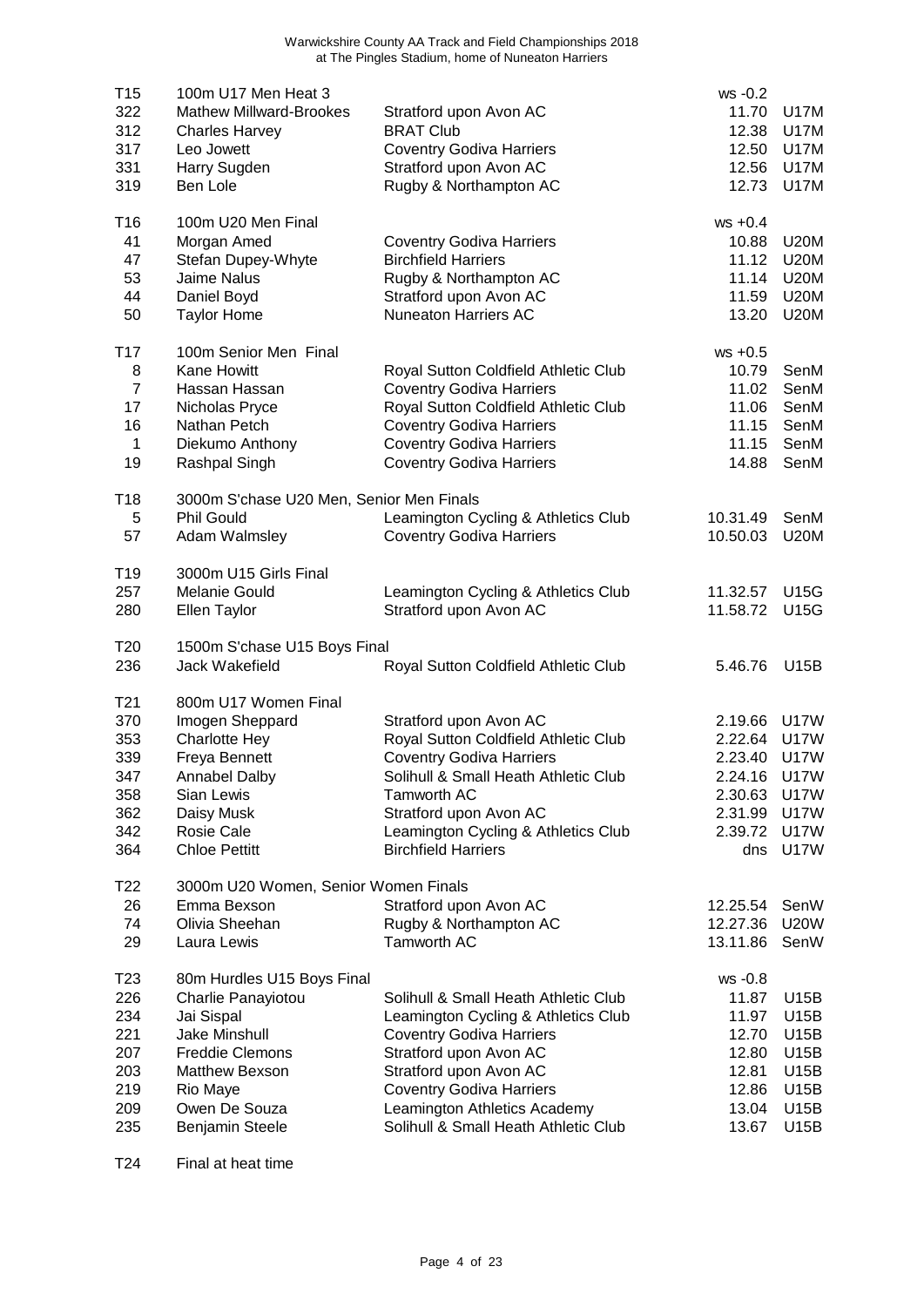Warwickshire County AA Track and Field Championships 2018
at The Pingles Stadium, home of Nuneaton Harriers

| | | | | |
|---|---|---|---|---|
| T15 | 100m U17 Men Heat 3 | | ws -0.2 | |
| 322 | Mathew Millward-Brookes | Stratford upon Avon AC | 11.70 | U17M |
| 312 | Charles Harvey | BRAT Club | 12.38 | U17M |
| 317 | Leo Jowett | Coventry Godiva Harriers | 12.50 | U17M |
| 331 | Harry Sugden | Stratford upon Avon AC | 12.56 | U17M |
| 319 | Ben Lole | Rugby & Northampton AC | 12.73 | U17M |
| | | | | |
| T16 | 100m U20 Men Final | | ws +0.4 | |
| 41 | Morgan Amed | Coventry Godiva Harriers | 10.88 | U20M |
| 47 | Stefan Dupey-Whyte | Birchfield Harriers | 11.12 | U20M |
| 53 | Jaime Nalus | Rugby & Northampton AC | 11.14 | U20M |
| 44 | Daniel Boyd | Stratford upon Avon AC | 11.59 | U20M |
| 50 | Taylor Home | Nuneaton Harriers AC | 13.20 | U20M |
| | | | | |
| T17 | 100m Senior Men Final | | ws +0.5 | |
| 8 | Kane Howitt | Royal Sutton Coldfield Athletic Club | 10.79 | SenM |
| 7 | Hassan Hassan | Coventry Godiva Harriers | 11.02 | SenM |
| 17 | Nicholas Pryce | Royal Sutton Coldfield Athletic Club | 11.06 | SenM |
| 16 | Nathan Petch | Coventry Godiva Harriers | 11.15 | SenM |
| 1 | Diekumo Anthony | Coventry Godiva Harriers | 11.15 | SenM |
| 19 | Rashpal Singh | Coventry Godiva Harriers | 14.88 | SenM |
| | | | | |
| T18 | 3000m S'chase U20 Men, Senior Men Finals | | | |
| 5 | Phil Gould | Leamington Cycling & Athletics Club | 10.31.49 | SenM |
| 57 | Adam Walmsley | Coventry Godiva Harriers | 10.50.03 | U20M |
| | | | | |
| T19 | 3000m U15 Girls Final | | | |
| 257 | Melanie Gould | Leamington Cycling & Athletics Club | 11.32.57 | U15G |
| 280 | Ellen Taylor | Stratford upon Avon AC | 11.58.72 | U15G |
| | | | | |
| T20 | 1500m S'chase U15 Boys Final | | | |
| 236 | Jack Wakefield | Royal Sutton Coldfield Athletic Club | 5.46.76 | U15B |
| | | | | |
| T21 | 800m U17 Women Final | | | |
| 370 | Imogen Sheppard | Stratford upon Avon AC | 2.19.66 | U17W |
| 353 | Charlotte Hey | Royal Sutton Coldfield Athletic Club | 2.22.64 | U17W |
| 339 | Freya Bennett | Coventry Godiva Harriers | 2.23.40 | U17W |
| 347 | Annabel Dalby | Solihull & Small Heath Athletic Club | 2.24.16 | U17W |
| 358 | Sian Lewis | Tamworth AC | 2.30.63 | U17W |
| 362 | Daisy Musk | Stratford upon Avon AC | 2.31.99 | U17W |
| 342 | Rosie Cale | Leamington Cycling & Athletics Club | 2.39.72 | U17W |
| 364 | Chloe Pettitt | Birchfield Harriers | dns | U17W |
| | | | | |
| T22 | 3000m U20 Women, Senior Women Finals | | | |
| 26 | Emma Bexson | Stratford upon Avon AC | 12.25.54 | SenW |
| 74 | Olivia Sheehan | Rugby & Northampton AC | 12.27.36 | U20W |
| 29 | Laura Lewis | Tamworth AC | 13.11.86 | SenW |
| | | | | |
| T23 | 80m Hurdles U15 Boys Final | | ws -0.8 | |
| 226 | Charlie Panayiotou | Solihull & Small Heath Athletic Club | 11.87 | U15B |
| 234 | Jai Sispal | Leamington Cycling & Athletics Club | 11.97 | U15B |
| 221 | Jake Minshull | Coventry Godiva Harriers | 12.70 | U15B |
| 207 | Freddie Clemons | Stratford upon Avon AC | 12.80 | U15B |
| 203 | Matthew Bexson | Stratford upon Avon AC | 12.81 | U15B |
| 219 | Rio Maye | Coventry Godiva Harriers | 12.86 | U15B |
| 209 | Owen De Souza | Leamington Athletics Academy | 13.04 | U15B |
| 235 | Benjamin Steele | Solihull & Small Heath Athletic Club | 13.67 | U15B |
| | | | | |
| T24 | Final at heat time | | | |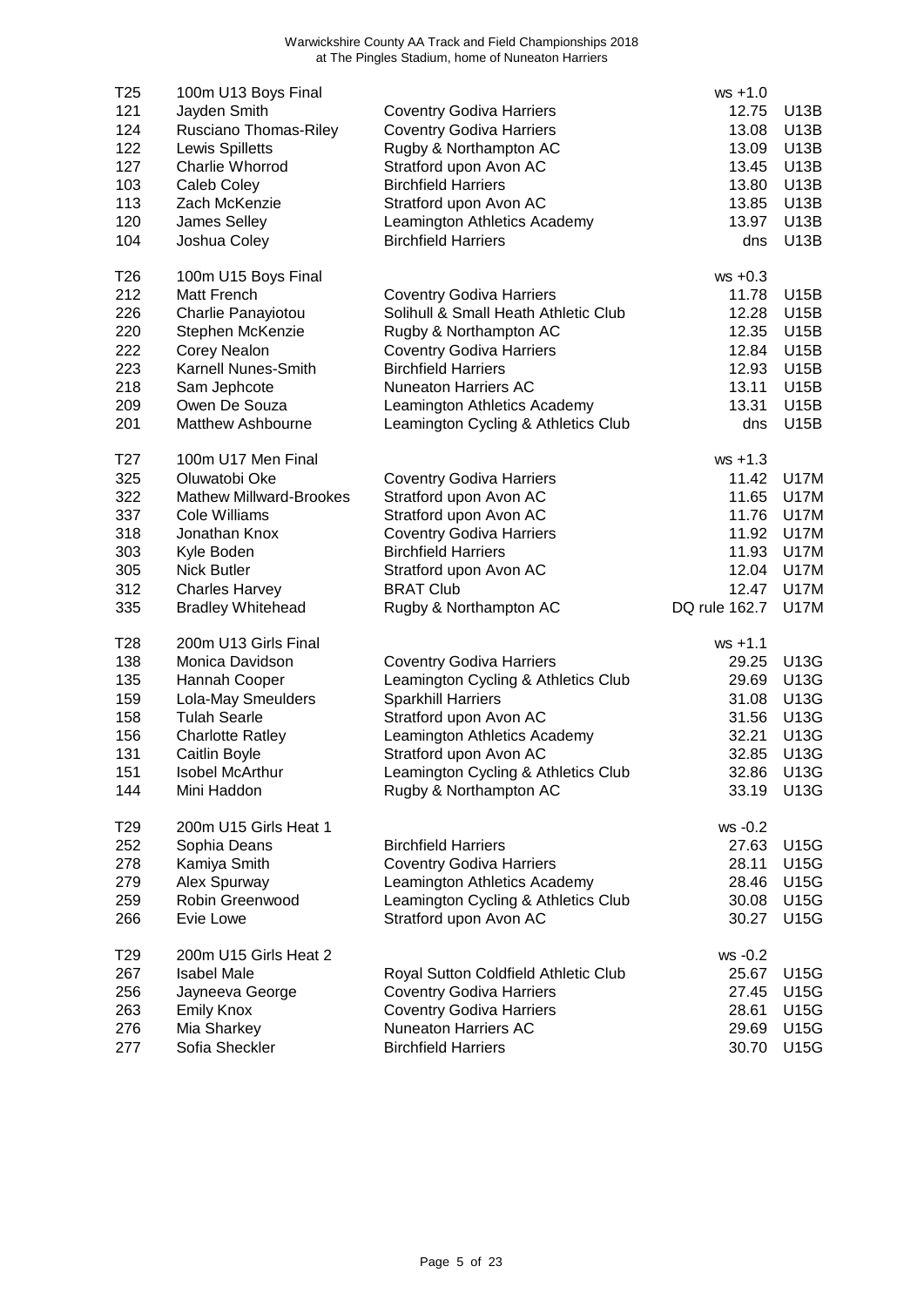Warwickshire County AA Track and Field Championships 2018
at The Pingles Stadium, home of Nuneaton Harriers

| | | | | |
|---|---|---|---|---|
| T25 | 100m U13 Boys Final | | ws +1.0 | |
| 121 | Jayden Smith | Coventry Godiva Harriers | 12.75 | U13B |
| 124 | Rusciano Thomas-Riley | Coventry Godiva Harriers | 13.08 | U13B |
| 122 | Lewis Spilletts | Rugby & Northampton AC | 13.09 | U13B |
| 127 | Charlie Whorrod | Stratford upon Avon AC | 13.45 | U13B |
| 103 | Caleb Coley | Birchfield Harriers | 13.80 | U13B |
| 113 | Zach McKenzie | Stratford upon Avon AC | 13.85 | U13B |
| 120 | James Selley | Leamington Athletics Academy | 13.97 | U13B |
| 104 | Joshua Coley | Birchfield Harriers | dns | U13B |
| | | | | |
| T26 | 100m U15 Boys Final | | ws +0.3 | |
| 212 | Matt French | Coventry Godiva Harriers | 11.78 | U15B |
| 226 | Charlie Panayiotou | Solihull & Small Heath Athletic Club | 12.28 | U15B |
| 220 | Stephen McKenzie | Rugby & Northampton AC | 12.35 | U15B |
| 222 | Corey Nealon | Coventry Godiva Harriers | 12.84 | U15B |
| 223 | Karnell Nunes-Smith | Birchfield Harriers | 12.93 | U15B |
| 218 | Sam Jephcote | Nuneaton Harriers AC | 13.11 | U15B |
| 209 | Owen De Souza | Leamington Athletics Academy | 13.31 | U15B |
| 201 | Matthew Ashbourne | Leamington Cycling & Athletics Club | dns | U15B |
| | | | | |
| T27 | 100m U17 Men Final | | ws +1.3 | |
| 325 | Oluwatobi Oke | Coventry Godiva Harriers | 11.42 | U17M |
| 322 | Mathew Millward-Brookes | Stratford upon Avon AC | 11.65 | U17M |
| 337 | Cole Williams | Stratford upon Avon AC | 11.76 | U17M |
| 318 | Jonathan Knox | Coventry Godiva Harriers | 11.92 | U17M |
| 303 | Kyle Boden | Birchfield Harriers | 11.93 | U17M |
| 305 | Nick Butler | Stratford upon Avon AC | 12.04 | U17M |
| 312 | Charles Harvey | BRAT Club | 12.47 | U17M |
| 335 | Bradley Whitehead | Rugby & Northampton AC | DQ rule 162.7 | U17M |
| | | | | |
| T28 | 200m U13 Girls Final | | ws +1.1 | |
| 138 | Monica Davidson | Coventry Godiva Harriers | 29.25 | U13G |
| 135 | Hannah Cooper | Leamington Cycling & Athletics Club | 29.69 | U13G |
| 159 | Lola-May Smeulders | Sparkhill Harriers | 31.08 | U13G |
| 158 | Tulah Searle | Stratford upon Avon AC | 31.56 | U13G |
| 156 | Charlotte Ratley | Leamington Athletics Academy | 32.21 | U13G |
| 131 | Caitlin Boyle | Stratford upon Avon AC | 32.85 | U13G |
| 151 | Isobel McArthur | Leamington Cycling & Athletics Club | 32.86 | U13G |
| 144 | Mini Haddon | Rugby & Northampton AC | 33.19 | U13G |
| | | | | |
| T29 | 200m U15 Girls Heat 1 | | ws -0.2 | |
| 252 | Sophia Deans | Birchfield Harriers | 27.63 | U15G |
| 278 | Kamiya Smith | Coventry Godiva Harriers | 28.11 | U15G |
| 279 | Alex Spurway | Leamington Athletics Academy | 28.46 | U15G |
| 259 | Robin Greenwood | Leamington Cycling & Athletics Club | 30.08 | U15G |
| 266 | Evie Lowe | Stratford upon Avon AC | 30.27 | U15G |
| | | | | |
| T29 | 200m U15 Girls Heat 2 | | ws -0.2 | |
| 267 | Isabel Male | Royal Sutton Coldfield Athletic Club | 25.67 | U15G |
| 256 | Jayneeva George | Coventry Godiva Harriers | 27.45 | U15G |
| 263 | Emily Knox | Coventry Godiva Harriers | 28.61 | U15G |
| 276 | Mia Sharkey | Nuneaton Harriers AC | 29.69 | U15G |
| 277 | Sofia Sheckler | Birchfield Harriers | 30.70 | U15G |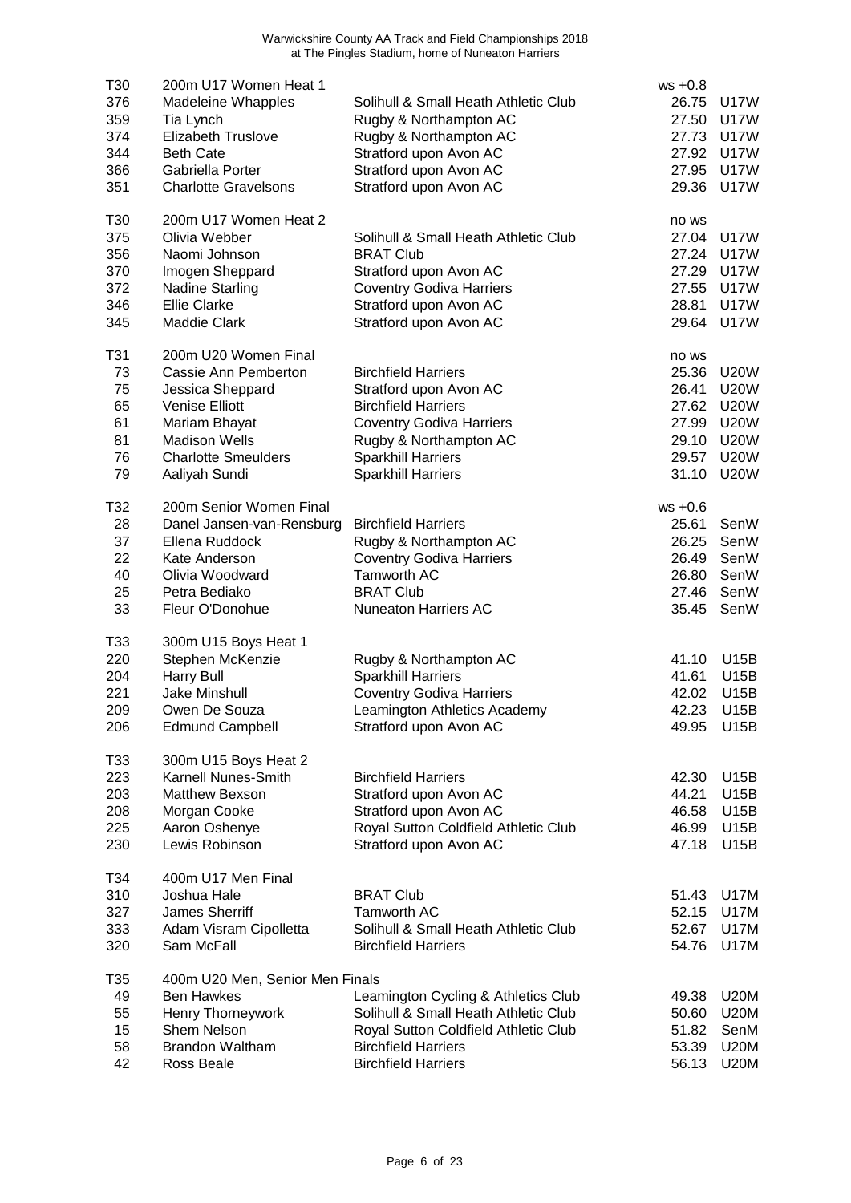Warwickshire County AA Track and Field Championships 2018
at The Pingles Stadium, home of Nuneaton Harriers

| | | | | |
|---|---|---|---|---|
| T30 | 200m U17 Women Heat 1 | | ws +0.8 | |
| 376 | Madeleine Whapples | Solihull & Small Heath Athletic Club | 26.75 | U17W |
| 359 | Tia Lynch | Rugby & Northampton AC | 27.50 | U17W |
| 374 | Elizabeth Truslove | Rugby & Northampton AC | 27.73 | U17W |
| 344 | Beth Cate | Stratford upon Avon AC | 27.92 | U17W |
| 366 | Gabriella Porter | Stratford upon Avon AC | 27.95 | U17W |
| 351 | Charlotte Gravelsons | Stratford upon Avon AC | 29.36 | U17W |
| | | | | |
| T30 | 200m U17 Women Heat 2 | | no ws | |
| 375 | Olivia Webber | Solihull & Small Heath Athletic Club | 27.04 | U17W |
| 356 | Naomi Johnson | BRAT Club | 27.24 | U17W |
| 370 | Imogen Sheppard | Stratford upon Avon AC | 27.29 | U17W |
| 372 | Nadine Starling | Coventry Godiva Harriers | 27.55 | U17W |
| 346 | Ellie Clarke | Stratford upon Avon AC | 28.81 | U17W |
| 345 | Maddie Clark | Stratford upon Avon AC | 29.64 | U17W |
| | | | | |
| T31 | 200m U20 Women Final | | no ws | |
| 73 | Cassie Ann Pemberton | Birchfield Harriers | 25.36 | U20W |
| 75 | Jessica Sheppard | Stratford upon Avon AC | 26.41 | U20W |
| 65 | Venise Elliott | Birchfield Harriers | 27.62 | U20W |
| 61 | Mariam Bhayat | Coventry Godiva Harriers | 27.99 | U20W |
| 81 | Madison Wells | Rugby & Northampton AC | 29.10 | U20W |
| 76 | Charlotte Smeulders | Sparkhill Harriers | 29.57 | U20W |
| 79 | Aaliyah Sundi | Sparkhill Harriers | 31.10 | U20W |
| | | | | |
| T32 | 200m Senior Women Final | | ws +0.6 | |
| 28 | Danel Jansen-van-Rensburg | Birchfield Harriers | 25.61 | SenW |
| 37 | Ellena Ruddock | Rugby & Northampton AC | 26.25 | SenW |
| 22 | Kate Anderson | Coventry Godiva Harriers | 26.49 | SenW |
| 40 | Olivia Woodward | Tamworth AC | 26.80 | SenW |
| 25 | Petra Bediako | BRAT Club | 27.46 | SenW |
| 33 | Fleur O'Donohue | Nuneaton Harriers AC | 35.45 | SenW |
| | | | | |
| T33 | 300m U15 Boys Heat 1 | | | |
| 220 | Stephen McKenzie | Rugby & Northampton AC | 41.10 | U15B |
| 204 | Harry Bull | Sparkhill Harriers | 41.61 | U15B |
| 221 | Jake Minshull | Coventry Godiva Harriers | 42.02 | U15B |
| 209 | Owen De Souza | Leamington Athletics Academy | 42.23 | U15B |
| 206 | Edmund Campbell | Stratford upon Avon AC | 49.95 | U15B |
| | | | | |
| T33 | 300m U15 Boys Heat 2 | | | |
| 223 | Karnell Nunes-Smith | Birchfield Harriers | 42.30 | U15B |
| 203 | Matthew Bexson | Stratford upon Avon AC | 44.21 | U15B |
| 208 | Morgan Cooke | Stratford upon Avon AC | 46.58 | U15B |
| 225 | Aaron Oshenye | Royal Sutton Coldfield Athletic Club | 46.99 | U15B |
| 230 | Lewis Robinson | Stratford upon Avon AC | 47.18 | U15B |
| | | | | |
| T34 | 400m U17 Men Final | | | |
| 310 | Joshua Hale | BRAT Club | 51.43 | U17M |
| 327 | James Sherriff | Tamworth AC | 52.15 | U17M |
| 333 | Adam Visram Cipolletta | Solihull & Small Heath Athletic Club | 52.67 | U17M |
| 320 | Sam McFall | Birchfield Harriers | 54.76 | U17M |
| | | | | |
| T35 | 400m U20 Men, Senior Men Finals | | | |
| 49 | Ben Hawkes | Leamington Cycling & Athletics Club | 49.38 | U20M |
| 55 | Henry Thorneywork | Solihull & Small Heath Athletic Club | 50.60 | U20M |
| 15 | Shem Nelson | Royal Sutton Coldfield Athletic Club | 51.82 | SenM |
| 58 | Brandon Waltham | Birchfield Harriers | 53.39 | U20M |
| 42 | Ross Beale | Birchfield Harriers | 56.13 | U20M |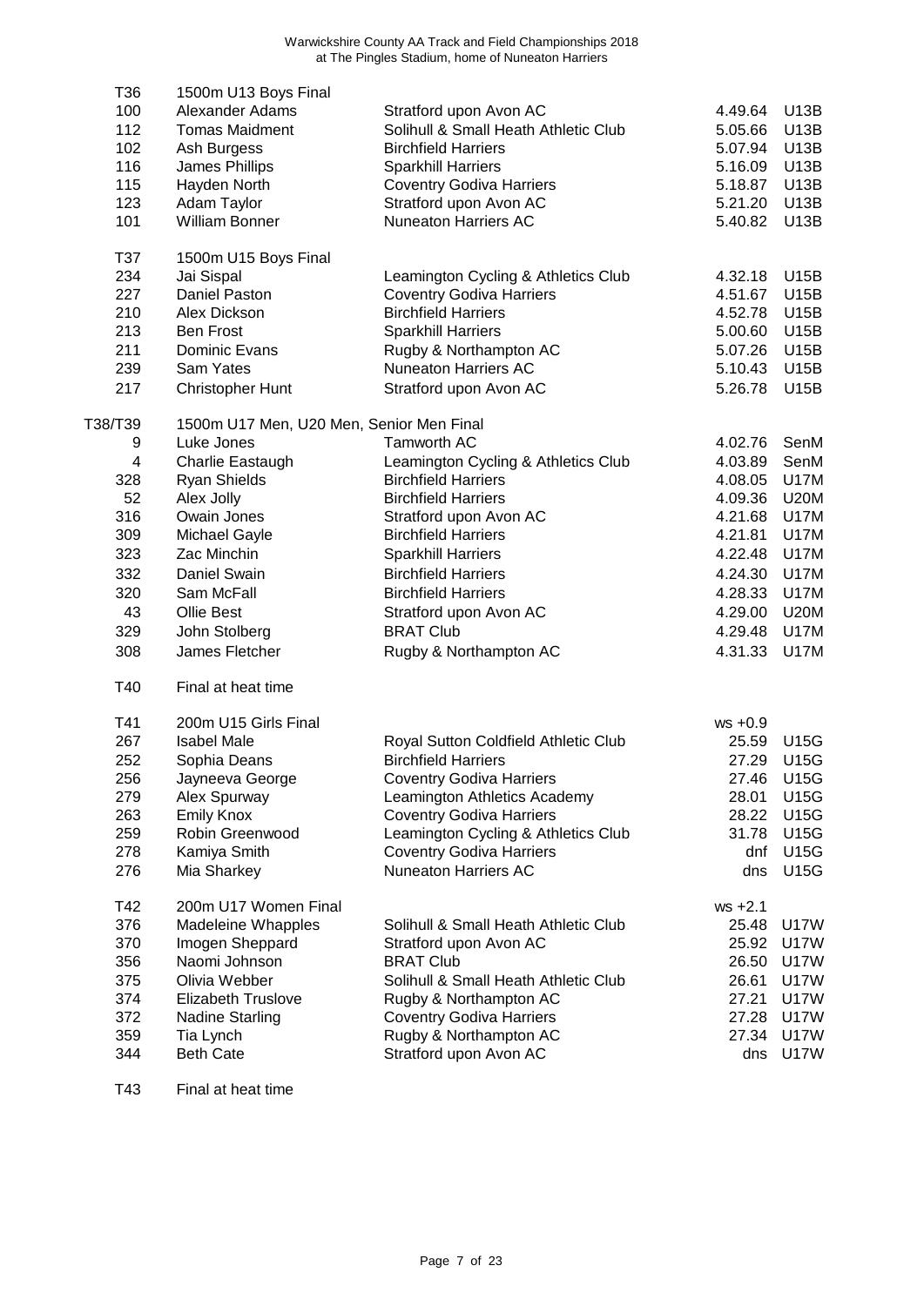Warwickshire County AA Track and Field Championships 2018
at The Pingles Stadium, home of Nuneaton Harriers

| | | | | |
|---|---|---|---|---|
| T36 | 1500m U13 Boys Final | | | |
| 100 | Alexander Adams | Stratford upon Avon AC | 4.49.64 | U13B |
| 112 | Tomas Maidment | Solihull & Small Heath Athletic Club | 5.05.66 | U13B |
| 102 | Ash Burgess | Birchfield Harriers | 5.07.94 | U13B |
| 116 | James Phillips | Sparkhill Harriers | 5.16.09 | U13B |
| 115 | Hayden North | Coventry Godiva Harriers | 5.18.87 | U13B |
| 123 | Adam Taylor | Stratford upon Avon AC | 5.21.20 | U13B |
| 101 | William Bonner | Nuneaton Harriers AC | 5.40.82 | U13B |
| | | | | |
| T37 | 1500m U15 Boys Final | | | |
| 234 | Jai Sispal | Leamington Cycling & Athletics Club | 4.32.18 | U15B |
| 227 | Daniel Paston | Coventry Godiva Harriers | 4.51.67 | U15B |
| 210 | Alex Dickson | Birchfield Harriers | 4.52.78 | U15B |
| 213 | Ben Frost | Sparkhill Harriers | 5.00.60 | U15B |
| 211 | Dominic Evans | Rugby & Northampton AC | 5.07.26 | U15B |
| 239 | Sam Yates | Nuneaton Harriers AC | 5.10.43 | U15B |
| 217 | Christopher Hunt | Stratford upon Avon AC | 5.26.78 | U15B |
| | | | | |
| T38/T39 | 1500m U17 Men, U20 Men, Senior Men Final | | | |
| 9 | Luke Jones | Tamworth AC | 4.02.76 | SenM |
| 4 | Charlie Eastaugh | Leamington Cycling & Athletics Club | 4.03.89 | SenM |
| 328 | Ryan Shields | Birchfield Harriers | 4.08.05 | U17M |
| 52 | Alex Jolly | Birchfield Harriers | 4.09.36 | U20M |
| 316 | Owain Jones | Stratford upon Avon AC | 4.21.68 | U17M |
| 309 | Michael Gayle | Birchfield Harriers | 4.21.81 | U17M |
| 323 | Zac Minchin | Sparkhill Harriers | 4.22.48 | U17M |
| 332 | Daniel Swain | Birchfield Harriers | 4.24.30 | U17M |
| 320 | Sam McFall | Birchfield Harriers | 4.28.33 | U17M |
| 43 | Ollie Best | Stratford upon Avon AC | 4.29.00 | U20M |
| 329 | John Stolberg | BRAT Club | 4.29.48 | U17M |
| 308 | James Fletcher | Rugby & Northampton AC | 4.31.33 | U17M |
| | | | | |
| T40 | Final at heat time | | | |
| | | | | |
| T41 | 200m U15 Girls Final | | ws +0.9 | |
| 267 | Isabel Male | Royal Sutton Coldfield Athletic Club | 25.59 | U15G |
| 252 | Sophia Deans | Birchfield Harriers | 27.29 | U15G |
| 256 | Jayneeva George | Coventry Godiva Harriers | 27.46 | U15G |
| 279 | Alex Spurway | Leamington Athletics Academy | 28.01 | U15G |
| 263 | Emily Knox | Coventry Godiva Harriers | 28.22 | U15G |
| 259 | Robin Greenwood | Leamington Cycling & Athletics Club | 31.78 | U15G |
| 278 | Kamiya Smith | Coventry Godiva Harriers | dnf | U15G |
| 276 | Mia Sharkey | Nuneaton Harriers AC | dns | U15G |
| | | | | |
| T42 | 200m U17 Women Final | | ws +2.1 | |
| 376 | Madeleine Whapples | Solihull & Small Heath Athletic Club | 25.48 | U17W |
| 370 | Imogen Sheppard | Stratford upon Avon AC | 25.92 | U17W |
| 356 | Naomi Johnson | BRAT Club | 26.50 | U17W |
| 375 | Olivia Webber | Solihull & Small Heath Athletic Club | 26.61 | U17W |
| 374 | Elizabeth Truslove | Rugby & Northampton AC | 27.21 | U17W |
| 372 | Nadine Starling | Coventry Godiva Harriers | 27.28 | U17W |
| 359 | Tia Lynch | Rugby & Northampton AC | 27.34 | U17W |
| 344 | Beth Cate | Stratford upon Avon AC | dns | U17W |
| | | | | |
| T43 | Final at heat time | | | |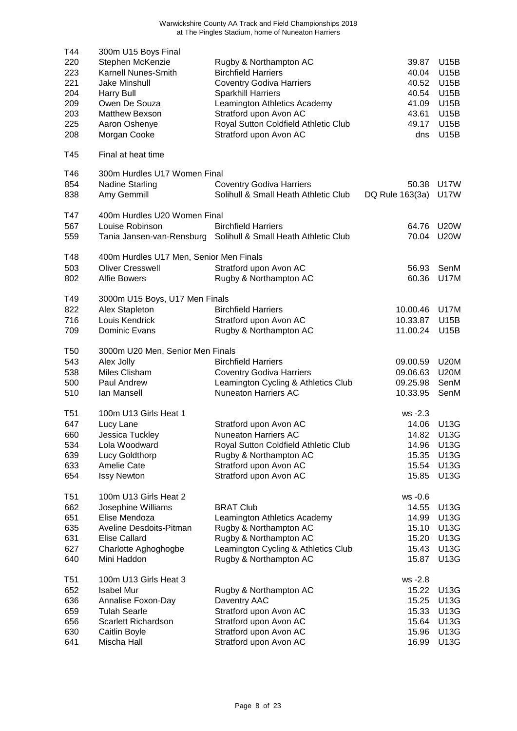Warwickshire County AA Track and Field Championships 2018
at The Pingles Stadium, home of Nuneaton Harriers

| | | | | |
|---|---|---|---|---|
| T44 | 300m U15 Boys Final | | | |
| 220 | Stephen McKenzie | Rugby & Northampton AC | 39.87 | U15B |
| 223 | Karnell Nunes-Smith | Birchfield Harriers | 40.04 | U15B |
| 221 | Jake Minshull | Coventry Godiva Harriers | 40.52 | U15B |
| 204 | Harry Bull | Sparkhill Harriers | 40.54 | U15B |
| 209 | Owen De Souza | Leamington Athletics Academy | 41.09 | U15B |
| 203 | Matthew Bexson | Stratford upon Avon AC | 43.61 | U15B |
| 225 | Aaron Oshenye | Royal Sutton Coldfield Athletic Club | 49.17 | U15B |
| 208 | Morgan Cooke | Stratford upon Avon AC | dns | U15B |
| | | | | |
| T45 | Final at heat time | | | |
| | | | | |
| T46 | 300m Hurdles U17 Women Final | | | |
| 854 | Nadine Starling | Coventry Godiva Harriers | 50.38 | U17W |
| 838 | Amy Gemmill | Solihull & Small Heath Athletic Club | DQ Rule 163(3a) | U17W |
| | | | | |
| T47 | 400m Hurdles U20 Women Final | | | |
| 567 | Louise Robinson | Birchfield Harriers | 64.76 | U20W |
| 559 | Tania Jansen-van-Rensburg | Solihull & Small Heath Athletic Club | 70.04 | U20W |
| | | | | |
| T48 | 400m Hurdles U17 Men, Senior Men Finals | | | |
| 503 | Oliver Cresswell | Stratford upon Avon AC | 56.93 | SenM |
| 802 | Alfie Bowers | Rugby & Northampton AC | 60.36 | U17M |
| | | | | |
| T49 | 3000m U15 Boys, U17 Men Finals | | | |
| 822 | Alex Stapleton | Birchfield Harriers | 10.00.46 | U17M |
| 716 | Louis Kendrick | Stratford upon Avon AC | 10.33.87 | U15B |
| 709 | Dominic Evans | Rugby & Northampton AC | 11.00.24 | U15B |
| | | | | |
| T50 | 3000m U20 Men, Senior Men Finals | | | |
| 543 | Alex Jolly | Birchfield Harriers | 09.00.59 | U20M |
| 538 | Miles Clisham | Coventry Godiva Harriers | 09.06.63 | U20M |
| 500 | Paul Andrew | Leamington Cycling & Athletics Club | 09.25.98 | SenM |
| 510 | Ian Mansell | Nuneaton Harriers AC | 10.33.95 | SenM |
| | | | | |
| T51 | 100m U13 Girls Heat 1 | | ws -2.3 | |
| 647 | Lucy Lane | Stratford upon Avon AC | 14.06 | U13G |
| 660 | Jessica Tuckley | Nuneaton Harriers AC | 14.82 | U13G |
| 534 | Lola Woodward | Royal Sutton Coldfield Athletic Club | 14.96 | U13G |
| 639 | Lucy Goldthorp | Rugby & Northampton AC | 15.35 | U13G |
| 633 | Amelie Cate | Stratford upon Avon AC | 15.54 | U13G |
| 654 | Issy Newton | Stratford upon Avon AC | 15.85 | U13G |
| | | | | |
| T51 | 100m U13 Girls Heat 2 | | ws -0.6 | |
| 662 | Josephine Williams | BRAT Club | 14.55 | U13G |
| 651 | Elise Mendoza | Leamington Athletics Academy | 14.99 | U13G |
| 635 | Aveline Desdoits-Pitman | Rugby & Northampton AC | 15.10 | U13G |
| 631 | Elise Callard | Rugby & Northampton AC | 15.20 | U13G |
| 627 | Charlotte Aghoghogbe | Leamington Cycling & Athletics Club | 15.43 | U13G |
| 640 | Mini Haddon | Rugby & Northampton AC | 15.87 | U13G |
| | | | | |
| T51 | 100m U13 Girls Heat 3 | | ws -2.8 | |
| 652 | Isabel Mur | Rugby & Northampton AC | 15.22 | U13G |
| 636 | Annalise Foxon-Day | Daventry AAC | 15.25 | U13G |
| 659 | Tulah Searle | Stratford upon Avon AC | 15.33 | U13G |
| 656 | Scarlett Richardson | Stratford upon Avon AC | 15.64 | U13G |
| 630 | Caitlin Boyle | Stratford upon Avon AC | 15.96 | U13G |
| 641 | Mischa Hall | Stratford upon Avon AC | 16.99 | U13G |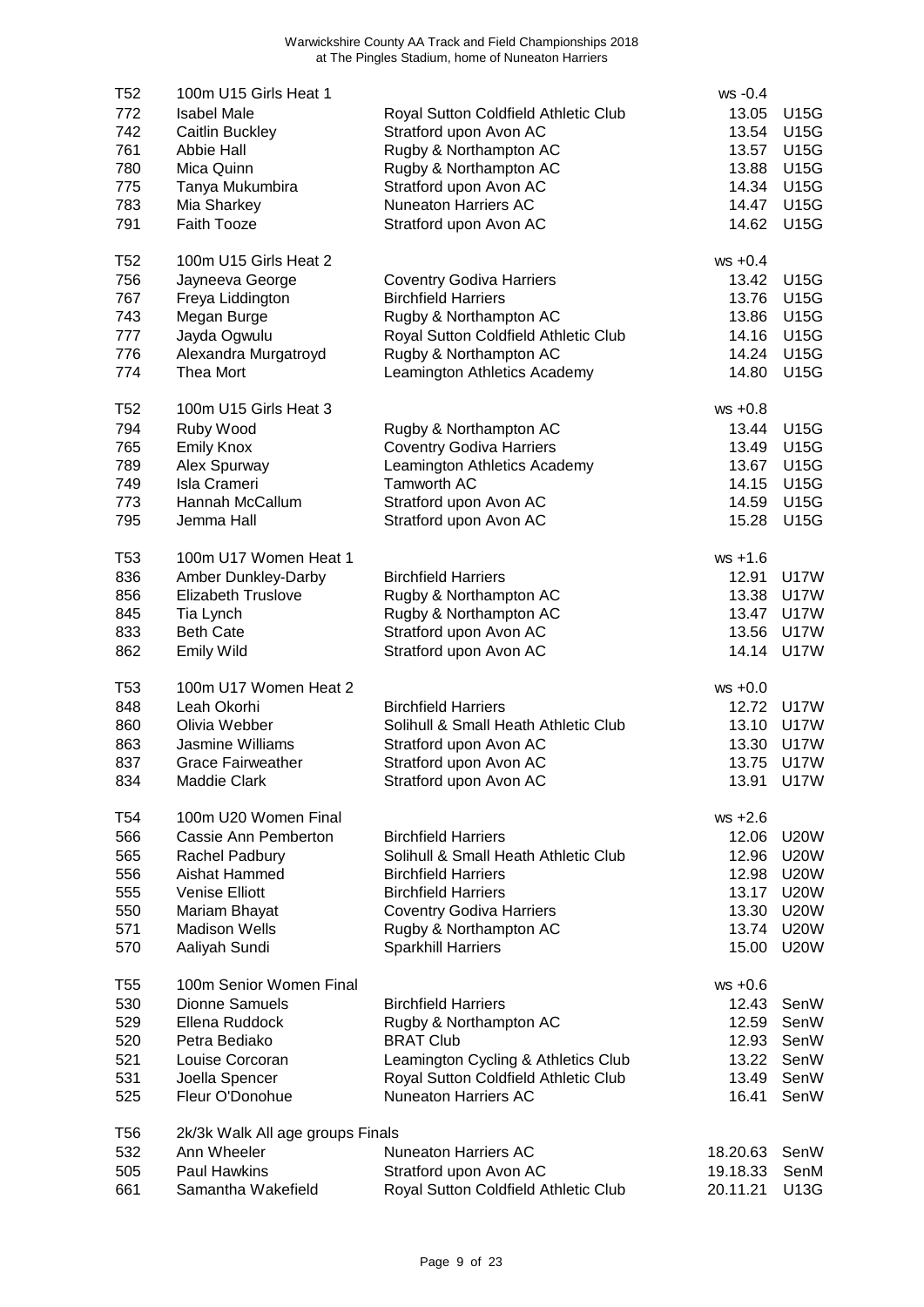Warwickshire County AA Track and Field Championships 2018
at The Pingles Stadium, home of Nuneaton Harriers

| | | | | |
|---|---|---|---|---|
| T52 | 100m U15 Girls Heat 1 | | ws -0.4 | |
| 772 | Isabel Male | Royal Sutton Coldfield Athletic Club | 13.05 | U15G |
| 742 | Caitlin Buckley | Stratford upon Avon AC | 13.54 | U15G |
| 761 | Abbie Hall | Rugby & Northampton AC | 13.57 | U15G |
| 780 | Mica Quinn | Rugby & Northampton AC | 13.88 | U15G |
| 775 | Tanya Mukumbira | Stratford upon Avon AC | 14.34 | U15G |
| 783 | Mia Sharkey | Nuneaton Harriers AC | 14.47 | U15G |
| 791 | Faith Tooze | Stratford upon Avon AC | 14.62 | U15G |
| | | | | |
| T52 | 100m U15 Girls Heat 2 | | ws +0.4 | |
| 756 | Jayneeva George | Coventry Godiva Harriers | 13.42 | U15G |
| 767 | Freya Liddington | Birchfield Harriers | 13.76 | U15G |
| 743 | Megan Burge | Rugby & Northampton AC | 13.86 | U15G |
| 777 | Jayda Ogwulu | Royal Sutton Coldfield Athletic Club | 14.16 | U15G |
| 776 | Alexandra Murgatroyd | Rugby & Northampton AC | 14.24 | U15G |
| 774 | Thea Mort | Leamington Athletics Academy | 14.80 | U15G |
| | | | | |
| T52 | 100m U15 Girls Heat 3 | | ws +0.8 | |
| 794 | Ruby Wood | Rugby & Northampton AC | 13.44 | U15G |
| 765 | Emily Knox | Coventry Godiva Harriers | 13.49 | U15G |
| 789 | Alex Spurway | Leamington Athletics Academy | 13.67 | U15G |
| 749 | Isla Crameri | Tamworth AC | 14.15 | U15G |
| 773 | Hannah McCallum | Stratford upon Avon AC | 14.59 | U15G |
| 795 | Jemma Hall | Stratford upon Avon AC | 15.28 | U15G |
| | | | | |
| T53 | 100m U17 Women Heat 1 | | ws +1.6 | |
| 836 | Amber Dunkley-Darby | Birchfield Harriers | 12.91 | U17W |
| 856 | Elizabeth Truslove | Rugby & Northampton AC | 13.38 | U17W |
| 845 | Tia Lynch | Rugby & Northampton AC | 13.47 | U17W |
| 833 | Beth Cate | Stratford upon Avon AC | 13.56 | U17W |
| 862 | Emily Wild | Stratford upon Avon AC | 14.14 | U17W |
| | | | | |
| T53 | 100m U17 Women Heat 2 | | ws +0.0 | |
| 848 | Leah Okorhi | Birchfield Harriers | 12.72 | U17W |
| 860 | Olivia Webber | Solihull & Small Heath Athletic Club | 13.10 | U17W |
| 863 | Jasmine Williams | Stratford upon Avon AC | 13.30 | U17W |
| 837 | Grace Fairweather | Stratford upon Avon AC | 13.75 | U17W |
| 834 | Maddie Clark | Stratford upon Avon AC | 13.91 | U17W |
| | | | | |
| T54 | 100m U20 Women Final | | ws +2.6 | |
| 566 | Cassie Ann Pemberton | Birchfield Harriers | 12.06 | U20W |
| 565 | Rachel Padbury | Solihull & Small Heath Athletic Club | 12.96 | U20W |
| 556 | Aishat Hammed | Birchfield Harriers | 12.98 | U20W |
| 555 | Venise Elliott | Birchfield Harriers | 13.17 | U20W |
| 550 | Mariam Bhayat | Coventry Godiva Harriers | 13.30 | U20W |
| 571 | Madison Wells | Rugby & Northampton AC | 13.74 | U20W |
| 570 | Aaliyah Sundi | Sparkhill Harriers | 15.00 | U20W |
| | | | | |
| T55 | 100m Senior Women Final | | ws +0.6 | |
| 530 | Dionne Samuels | Birchfield Harriers | 12.43 | SenW |
| 529 | Ellena Ruddock | Rugby & Northampton AC | 12.59 | SenW |
| 520 | Petra Bediako | BRAT Club | 12.93 | SenW |
| 521 | Louise Corcoran | Leamington Cycling & Athletics Club | 13.22 | SenW |
| 531 | Joella Spencer | Royal Sutton Coldfield Athletic Club | 13.49 | SenW |
| 525 | Fleur O'Donohue | Nuneaton Harriers AC | 16.41 | SenW |
| | | | | |
| T56 | 2k/3k Walk All age groups Finals | | | |
| 532 | Ann Wheeler | Nuneaton Harriers AC | 18.20.63 | SenW |
| 505 | Paul Hawkins | Stratford upon Avon AC | 19.18.33 | SenM |
| 661 | Samantha Wakefield | Royal Sutton Coldfield Athletic Club | 20.11.21 | U13G |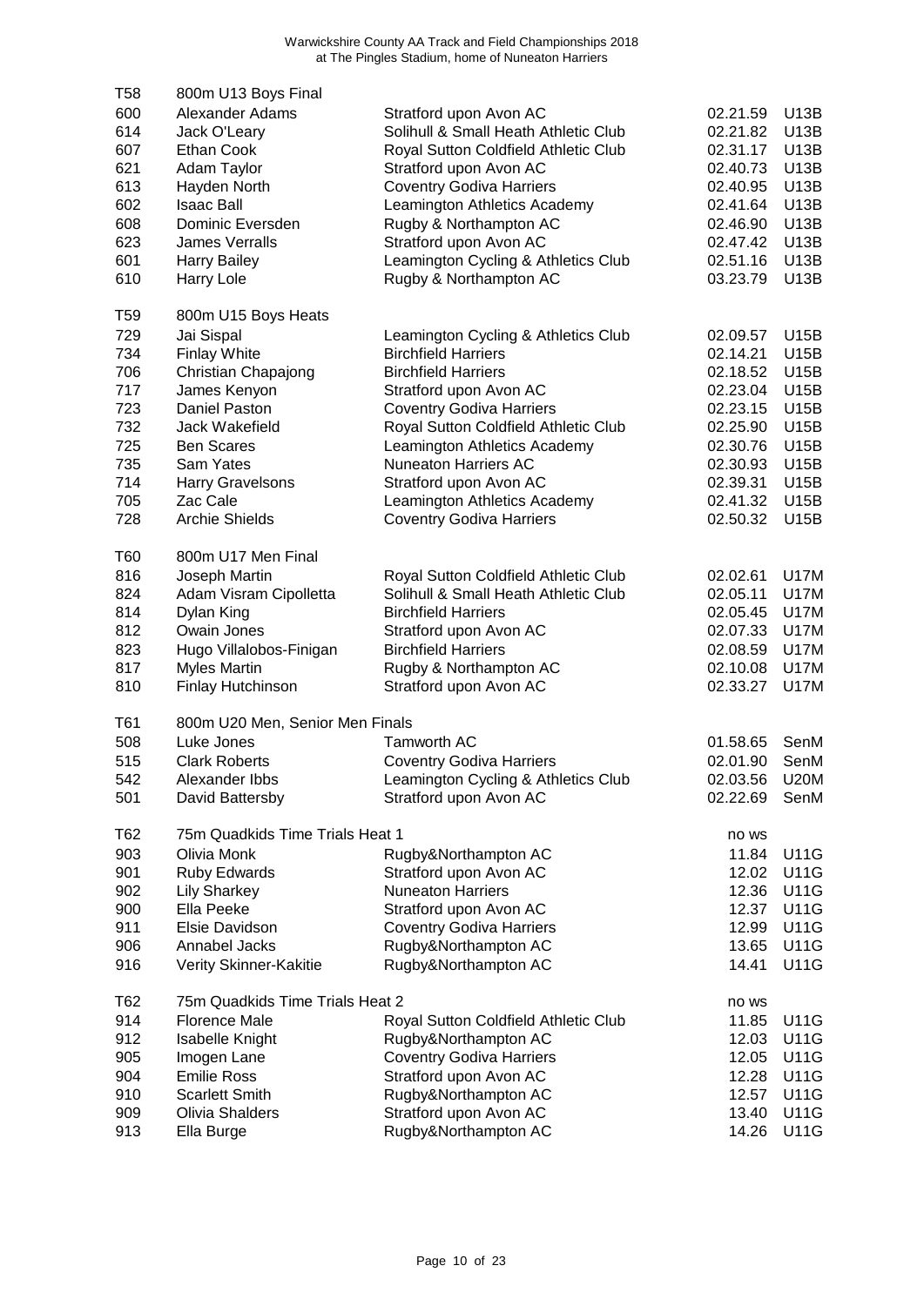Warwickshire County AA Track and Field Championships 2018
at The Pingles Stadium, home of Nuneaton Harriers

| | | | | |
|---|---|---|---|---|
| T58 | 800m U13 Boys Final | | | |
| 600 | Alexander Adams | Stratford upon Avon AC | 02.21.59 | U13B |
| 614 | Jack O'Leary | Solihull & Small Heath Athletic Club | 02.21.82 | U13B |
| 607 | Ethan Cook | Royal Sutton Coldfield Athletic Club | 02.31.17 | U13B |
| 621 | Adam Taylor | Stratford upon Avon AC | 02.40.73 | U13B |
| 613 | Hayden North | Coventry Godiva Harriers | 02.40.95 | U13B |
| 602 | Isaac Ball | Leamington Athletics Academy | 02.41.64 | U13B |
| 608 | Dominic Eversden | Rugby & Northampton AC | 02.46.90 | U13B |
| 623 | James Verralls | Stratford upon Avon AC | 02.47.42 | U13B |
| 601 | Harry Bailey | Leamington Cycling & Athletics Club | 02.51.16 | U13B |
| 610 | Harry Lole | Rugby & Northampton AC | 03.23.79 | U13B |
| | | | | |
| T59 | 800m U15 Boys Heats | | | |
| 729 | Jai Sispal | Leamington Cycling & Athletics Club | 02.09.57 | U15B |
| 734 | Finlay White | Birchfield Harriers | 02.14.21 | U15B |
| 706 | Christian Chapajong | Birchfield Harriers | 02.18.52 | U15B |
| 717 | James Kenyon | Stratford upon Avon AC | 02.23.04 | U15B |
| 723 | Daniel Paston | Coventry Godiva Harriers | 02.23.15 | U15B |
| 732 | Jack Wakefield | Royal Sutton Coldfield Athletic Club | 02.25.90 | U15B |
| 725 | Ben Scares | Leamington Athletics Academy | 02.30.76 | U15B |
| 735 | Sam Yates | Nuneaton Harriers AC | 02.30.93 | U15B |
| 714 | Harry Gravelsons | Stratford upon Avon AC | 02.39.31 | U15B |
| 705 | Zac Cale | Leamington Athletics Academy | 02.41.32 | U15B |
| 728 | Archie Shields | Coventry Godiva Harriers | 02.50.32 | U15B |
| | | | | |
| T60 | 800m U17 Men Final | | | |
| 816 | Joseph Martin | Royal Sutton Coldfield Athletic Club | 02.02.61 | U17M |
| 824 | Adam Visram Cipolletta | Solihull & Small Heath Athletic Club | 02.05.11 | U17M |
| 814 | Dylan King | Birchfield Harriers | 02.05.45 | U17M |
| 812 | Owain Jones | Stratford upon Avon AC | 02.07.33 | U17M |
| 823 | Hugo Villalobos-Finigan | Birchfield Harriers | 02.08.59 | U17M |
| 817 | Myles Martin | Rugby & Northampton AC | 02.10.08 | U17M |
| 810 | Finlay Hutchinson | Stratford upon Avon AC | 02.33.27 | U17M |
| | | | | |
| T61 | 800m U20 Men, Senior Men Finals | | | |
| 508 | Luke Jones | Tamworth AC | 01.58.65 | SenM |
| 515 | Clark Roberts | Coventry Godiva Harriers | 02.01.90 | SenM |
| 542 | Alexander Ibbs | Leamington Cycling & Athletics Club | 02.03.56 | U20M |
| 501 | David Battersby | Stratford upon Avon AC | 02.22.69 | SenM |
| | | | | |
| T62 | 75m Quadkids Time Trials Heat 1 | | no ws | |
| 903 | Olivia Monk | Rugby&Northampton AC | 11.84 | U11G |
| 901 | Ruby Edwards | Stratford upon Avon AC | 12.02 | U11G |
| 902 | Lily Sharkey | Nuneaton Harriers | 12.36 | U11G |
| 900 | Ella Peeke | Stratford upon Avon AC | 12.37 | U11G |
| 911 | Elsie Davidson | Coventry Godiva Harriers | 12.99 | U11G |
| 906 | Annabel Jacks | Rugby&Northampton AC | 13.65 | U11G |
| 916 | Verity Skinner-Kakitie | Rugby&Northampton AC | 14.41 | U11G |
| | | | | |
| T62 | 75m Quadkids Time Trials Heat 2 | | no ws | |
| 914 | Florence Male | Royal Sutton Coldfield Athletic Club | 11.85 | U11G |
| 912 | Isabelle Knight | Rugby&Northampton AC | 12.03 | U11G |
| 905 | Imogen Lane | Coventry Godiva Harriers | 12.05 | U11G |
| 904 | Emilie Ross | Stratford upon Avon AC | 12.28 | U11G |
| 910 | Scarlett Smith | Rugby&Northampton AC | 12.57 | U11G |
| 909 | Olivia Shalders | Stratford upon Avon AC | 13.40 | U11G |
| 913 | Ella Burge | Rugby&Northampton AC | 14.26 | U11G |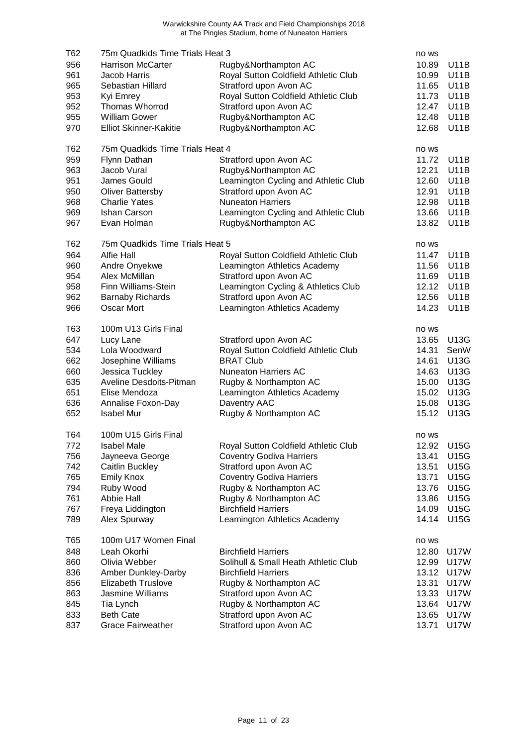Warwickshire County AA Track and Field Championships 2018
at The Pingles Stadium, home of Nuneaton Harriers

| | | | | |
|---|---|---|---|---|
| T62 | 75m Quadkids Time Trials Heat 3 | | no ws | |
| 956 | Harrison McCarter | Rugby&Northampton AC | 10.89 | U11B |
| 961 | Jacob Harris | Royal Sutton Coldfield Athletic Club | 10.99 | U11B |
| 965 | Sebastian Hillard | Stratford upon Avon AC | 11.65 | U11B |
| 953 | Kyi Emrey | Royal Sutton Coldfield Athletic Club | 11.73 | U11B |
| 952 | Thomas Whorrod | Stratford upon Avon AC | 12.47 | U11B |
| 955 | William Gower | Rugby&Northampton AC | 12.48 | U11B |
| 970 | Elliot Skinner-Kakitie | Rugby&Northampton AC | 12.68 | U11B |
| | | | | |
| T62 | 75m Quadkids Time Trials Heat 4 | | no ws | |
| 959 | Flynn Dathan | Stratford upon Avon AC | 11.72 | U11B |
| 963 | Jacob Vural | Rugby&Northampton AC | 12.21 | U11B |
| 951 | James Gould | Leamington Cycling and Athletic Club | 12.60 | U11B |
| 950 | Oliver Battersby | Stratford upon Avon AC | 12.91 | U11B |
| 968 | Charlie Yates | Nuneaton Harriers | 12.98 | U11B |
| 969 | Ishan Carson | Leamington Cycling and Athletic Club | 13.66 | U11B |
| 967 | Evan Holman | Rugby&Northampton AC | 13.82 | U11B |
| | | | | |
| T62 | 75m Quadkids Time Trials Heat 5 | | no ws | |
| 964 | Alfie Hall | Royal Sutton Coldfield Athletic Club | 11.47 | U11B |
| 960 | Andre Onyekwe | Leamington Athletics Academy | 11.56 | U11B |
| 954 | Alex McMillan | Stratford upon Avon AC | 11.69 | U11B |
| 958 | Finn Williams-Stein | Leamington Cycling & Athletics Club | 12.12 | U11B |
| 962 | Barnaby Richards | Stratford upon Avon AC | 12.56 | U11B |
| 966 | Oscar Mort | Leamington Athletics Academy | 14.23 | U11B |
| | | | | |
| T63 | 100m U13 Girls Final | | no ws | |
| 647 | Lucy Lane | Stratford upon Avon AC | 13.65 | U13G |
| 534 | Lola Woodward | Royal Sutton Coldfield Athletic Club | 14.31 | SenW |
| 662 | Josephine Williams | BRAT Club | 14.61 | U13G |
| 660 | Jessica Tuckley | Nuneaton Harriers AC | 14.63 | U13G |
| 635 | Aveline Desdoits-Pitman | Rugby & Northampton AC | 15.00 | U13G |
| 651 | Elise Mendoza | Leamington Athletics Academy | 15.02 | U13G |
| 636 | Annalise Foxon-Day | Daventry AAC | 15.08 | U13G |
| 652 | Isabel Mur | Rugby & Northampton AC | 15.12 | U13G |
| | | | | |
| T64 | 100m U15 Girls Final | | no ws | |
| 772 | Isabel Male | Royal Sutton Coldfield Athletic Club | 12.92 | U15G |
| 756 | Jayneeva George | Coventry Godiva Harriers | 13.41 | U15G |
| 742 | Caitlin Buckley | Stratford upon Avon AC | 13.51 | U15G |
| 765 | Emily Knox | Coventry Godiva Harriers | 13.71 | U15G |
| 794 | Ruby Wood | Rugby & Northampton AC | 13.76 | U15G |
| 761 | Abbie Hall | Rugby & Northampton AC | 13.86 | U15G |
| 767 | Freya Liddington | Birchfield Harriers | 14.09 | U15G |
| 789 | Alex Spurway | Leamington Athletics Academy | 14.14 | U15G |
| | | | | |
| T65 | 100m U17 Women Final | | no ws | |
| 848 | Leah Okorhi | Birchfield Harriers | 12.80 | U17W |
| 860 | Olivia Webber | Solihull & Small Heath Athletic Club | 12.99 | U17W |
| 836 | Amber Dunkley-Darby | Birchfield Harriers | 13.12 | U17W |
| 856 | Elizabeth Truslove | Rugby & Northampton AC | 13.31 | U17W |
| 863 | Jasmine Williams | Stratford upon Avon AC | 13.33 | U17W |
| 845 | Tia Lynch | Rugby & Northampton AC | 13.64 | U17W |
| 833 | Beth Cate | Stratford upon Avon AC | 13.65 | U17W |
| 837 | Grace Fairweather | Stratford upon Avon AC | 13.71 | U17W |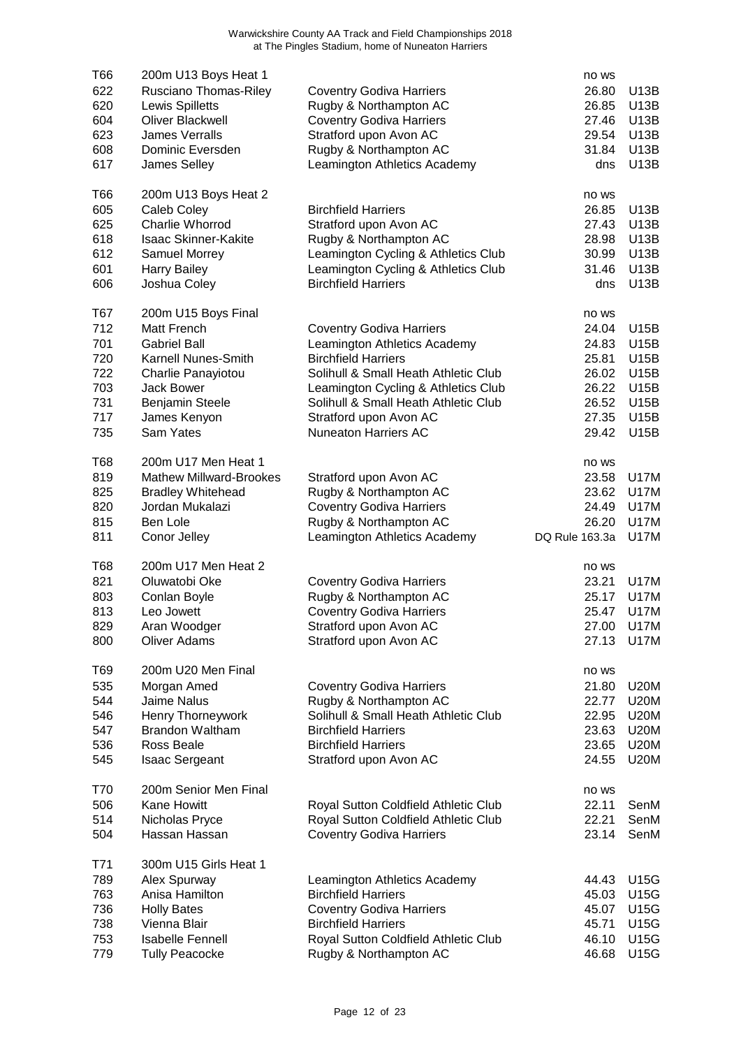Warwickshire County AA Track and Field Championships 2018
at The Pingles Stadium, home of Nuneaton Harriers

| | | | | |
|---|---|---|---|---|
| T66 | 200m U13 Boys Heat 1 | | no ws | |
| 622 | Rusciano Thomas-Riley | Coventry Godiva Harriers | 26.80 | U13B |
| 620 | Lewis Spilletts | Rugby & Northampton AC | 26.85 | U13B |
| 604 | Oliver Blackwell | Coventry Godiva Harriers | 27.46 | U13B |
| 623 | James Verralls | Stratford upon Avon AC | 29.54 | U13B |
| 608 | Dominic Eversden | Rugby & Northampton AC | 31.84 | U13B |
| 617 | James Selley | Leamington Athletics Academy | dns | U13B |
| | | | | |
| T66 | 200m U13 Boys Heat 2 | | no ws | |
| 605 | Caleb Coley | Birchfield Harriers | 26.85 | U13B |
| 625 | Charlie Whorrod | Stratford upon Avon AC | 27.43 | U13B |
| 618 | Isaac Skinner-Kakite | Rugby & Northampton AC | 28.98 | U13B |
| 612 | Samuel Morrey | Leamington Cycling & Athletics Club | 30.99 | U13B |
| 601 | Harry Bailey | Leamington Cycling & Athletics Club | 31.46 | U13B |
| 606 | Joshua Coley | Birchfield Harriers | dns | U13B |
| | | | | |
| T67 | 200m U15 Boys Final | | no ws | |
| 712 | Matt French | Coventry Godiva Harriers | 24.04 | U15B |
| 701 | Gabriel Ball | Leamington Athletics Academy | 24.83 | U15B |
| 720 | Karnell Nunes-Smith | Birchfield Harriers | 25.81 | U15B |
| 722 | Charlie Panayiotou | Solihull & Small Heath Athletic Club | 26.02 | U15B |
| 703 | Jack Bower | Leamington Cycling & Athletics Club | 26.22 | U15B |
| 731 | Benjamin Steele | Solihull & Small Heath Athletic Club | 26.52 | U15B |
| 717 | James Kenyon | Stratford upon Avon AC | 27.35 | U15B |
| 735 | Sam Yates | Nuneaton Harriers AC | 29.42 | U15B |
| | | | | |
| T68 | 200m U17 Men Heat 1 | | no ws | |
| 819 | Mathew Millward-Brookes | Stratford upon Avon AC | 23.58 | U17M |
| 825 | Bradley Whitehead | Rugby & Northampton AC | 23.62 | U17M |
| 820 | Jordan Mukalazi | Coventry Godiva Harriers | 24.49 | U17M |
| 815 | Ben Lole | Rugby & Northampton AC | 26.20 | U17M |
| 811 | Conor Jelley | Leamington Athletics Academy | DQ Rule 163.3a | U17M |
| | | | | |
| T68 | 200m U17 Men Heat 2 | | no ws | |
| 821 | Oluwatobi Oke | Coventry Godiva Harriers | 23.21 | U17M |
| 803 | Conlan Boyle | Rugby & Northampton AC | 25.17 | U17M |
| 813 | Leo Jowett | Coventry Godiva Harriers | 25.47 | U17M |
| 829 | Aran Woodger | Stratford upon Avon AC | 27.00 | U17M |
| 800 | Oliver Adams | Stratford upon Avon AC | 27.13 | U17M |
| | | | | |
| T69 | 200m U20 Men Final | | no ws | |
| 535 | Morgan Amed | Coventry Godiva Harriers | 21.80 | U20M |
| 544 | Jaime Nalus | Rugby & Northampton AC | 22.77 | U20M |
| 546 | Henry Thorneywork | Solihull & Small Heath Athletic Club | 22.95 | U20M |
| 547 | Brandon Waltham | Birchfield Harriers | 23.63 | U20M |
| 536 | Ross Beale | Birchfield Harriers | 23.65 | U20M |
| 545 | Isaac Sergeant | Stratford upon Avon AC | 24.55 | U20M |
| | | | | |
| T70 | 200m Senior Men Final | | no ws | |
| 506 | Kane Howitt | Royal Sutton Coldfield Athletic Club | 22.11 | SenM |
| 514 | Nicholas Pryce | Royal Sutton Coldfield Athletic Club | 22.21 | SenM |
| 504 | Hassan Hassan | Coventry Godiva Harriers | 23.14 | SenM |
| | | | | |
| T71 | 300m U15 Girls Heat 1 | | | |
| 789 | Alex Spurway | Leamington Athletics Academy | 44.43 | U15G |
| 763 | Anisa Hamilton | Birchfield Harriers | 45.03 | U15G |
| 736 | Holly Bates | Coventry Godiva Harriers | 45.07 | U15G |
| 738 | Vienna Blair | Birchfield Harriers | 45.71 | U15G |
| 753 | Isabelle Fennell | Royal Sutton Coldfield Athletic Club | 46.10 | U15G |
| 779 | Tully Peacocke | Rugby & Northampton AC | 46.68 | U15G |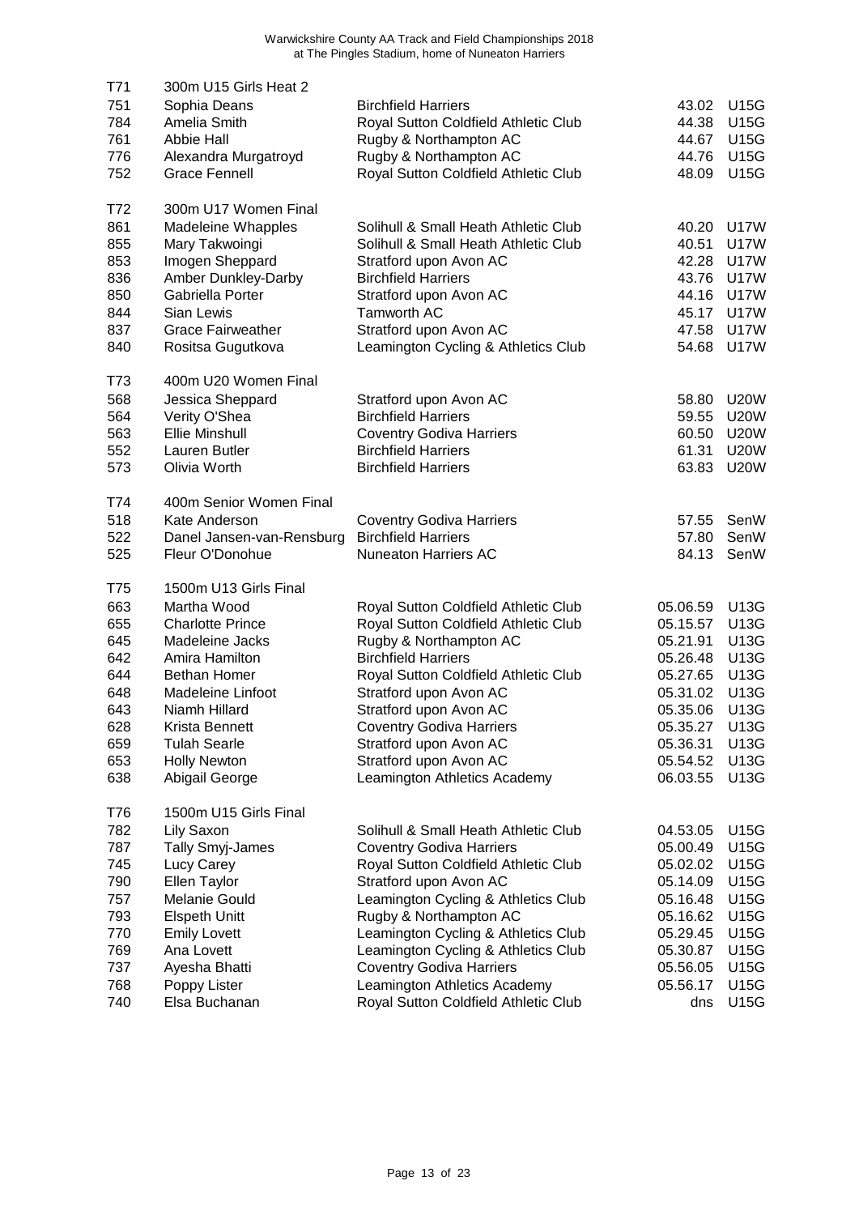Warwickshire County AA Track and Field Championships 2018
at The Pingles Stadium, home of Nuneaton Harriers

| | | | | |
|---|---|---|---|---|
| T71 | 300m U15 Girls Heat 2 | | | |
| 751 | Sophia Deans | Birchfield Harriers | 43.02 | U15G |
| 784 | Amelia Smith | Royal Sutton Coldfield Athletic Club | 44.38 | U15G |
| 761 | Abbie Hall | Rugby & Northampton AC | 44.67 | U15G |
| 776 | Alexandra Murgatroyd | Rugby & Northampton AC | 44.76 | U15G |
| 752 | Grace Fennell | Royal Sutton Coldfield Athletic Club | 48.09 | U15G |
| | | | | |
| T72 | 300m U17 Women Final | | | |
| 861 | Madeleine Whapples | Solihull & Small Heath Athletic Club | 40.20 | U17W |
| 855 | Mary Takwoingi | Solihull & Small Heath Athletic Club | 40.51 | U17W |
| 853 | Imogen Sheppard | Stratford upon Avon AC | 42.28 | U17W |
| 836 | Amber Dunkley-Darby | Birchfield Harriers | 43.76 | U17W |
| 850 | Gabriella Porter | Stratford upon Avon AC | 44.16 | U17W |
| 844 | Sian Lewis | Tamworth AC | 45.17 | U17W |
| 837 | Grace Fairweather | Stratford upon Avon AC | 47.58 | U17W |
| 840 | Rositsa Gugutkova | Leamington Cycling & Athletics Club | 54.68 | U17W |
| | | | | |
| T73 | 400m U20 Women Final | | | |
| 568 | Jessica Sheppard | Stratford upon Avon AC | 58.80 | U20W |
| 564 | Verity O'Shea | Birchfield Harriers | 59.55 | U20W |
| 563 | Ellie Minshull | Coventry Godiva Harriers | 60.50 | U20W |
| 552 | Lauren Butler | Birchfield Harriers | 61.31 | U20W |
| 573 | Olivia Worth | Birchfield Harriers | 63.83 | U20W |
| | | | | |
| T74 | 400m Senior Women Final | | | |
| 518 | Kate Anderson | Coventry Godiva Harriers | 57.55 | SenW |
| 522 | Danel Jansen-van-Rensburg | Birchfield Harriers | 57.80 | SenW |
| 525 | Fleur O'Donohue | Nuneaton Harriers AC | 84.13 | SenW |
| | | | | |
| T75 | 1500m U13 Girls Final | | | |
| 663 | Martha Wood | Royal Sutton Coldfield Athletic Club | 05.06.59 | U13G |
| 655 | Charlotte Prince | Royal Sutton Coldfield Athletic Club | 05.15.57 | U13G |
| 645 | Madeleine Jacks | Rugby & Northampton AC | 05.21.91 | U13G |
| 642 | Amira Hamilton | Birchfield Harriers | 05.26.48 | U13G |
| 644 | Bethan Homer | Royal Sutton Coldfield Athletic Club | 05.27.65 | U13G |
| 648 | Madeleine Linfoot | Stratford upon Avon AC | 05.31.02 | U13G |
| 643 | Niamh Hillard | Stratford upon Avon AC | 05.35.06 | U13G |
| 628 | Krista Bennett | Coventry Godiva Harriers | 05.35.27 | U13G |
| 659 | Tulah Searle | Stratford upon Avon AC | 05.36.31 | U13G |
| 653 | Holly Newton | Stratford upon Avon AC | 05.54.52 | U13G |
| 638 | Abigail George | Leamington Athletics Academy | 06.03.55 | U13G |
| | | | | |
| T76 | 1500m U15 Girls Final | | | |
| 782 | Lily Saxon | Solihull & Small Heath Athletic Club | 04.53.05 | U15G |
| 787 | Tally Smyj-James | Coventry Godiva Harriers | 05.00.49 | U15G |
| 745 | Lucy Carey | Royal Sutton Coldfield Athletic Club | 05.02.02 | U15G |
| 790 | Ellen Taylor | Stratford upon Avon AC | 05.14.09 | U15G |
| 757 | Melanie Gould | Leamington Cycling & Athletics Club | 05.16.48 | U15G |
| 793 | Elspeth Unitt | Rugby & Northampton AC | 05.16.62 | U15G |
| 770 | Emily Lovett | Leamington Cycling & Athletics Club | 05.29.45 | U15G |
| 769 | Ana Lovett | Leamington Cycling & Athletics Club | 05.30.87 | U15G |
| 737 | Ayesha Bhatti | Coventry Godiva Harriers | 05.56.05 | U15G |
| 768 | Poppy Lister | Leamington Athletics Academy | 05.56.17 | U15G |
| 740 | Elsa Buchanan | Royal Sutton Coldfield Athletic Club | dns | U15G |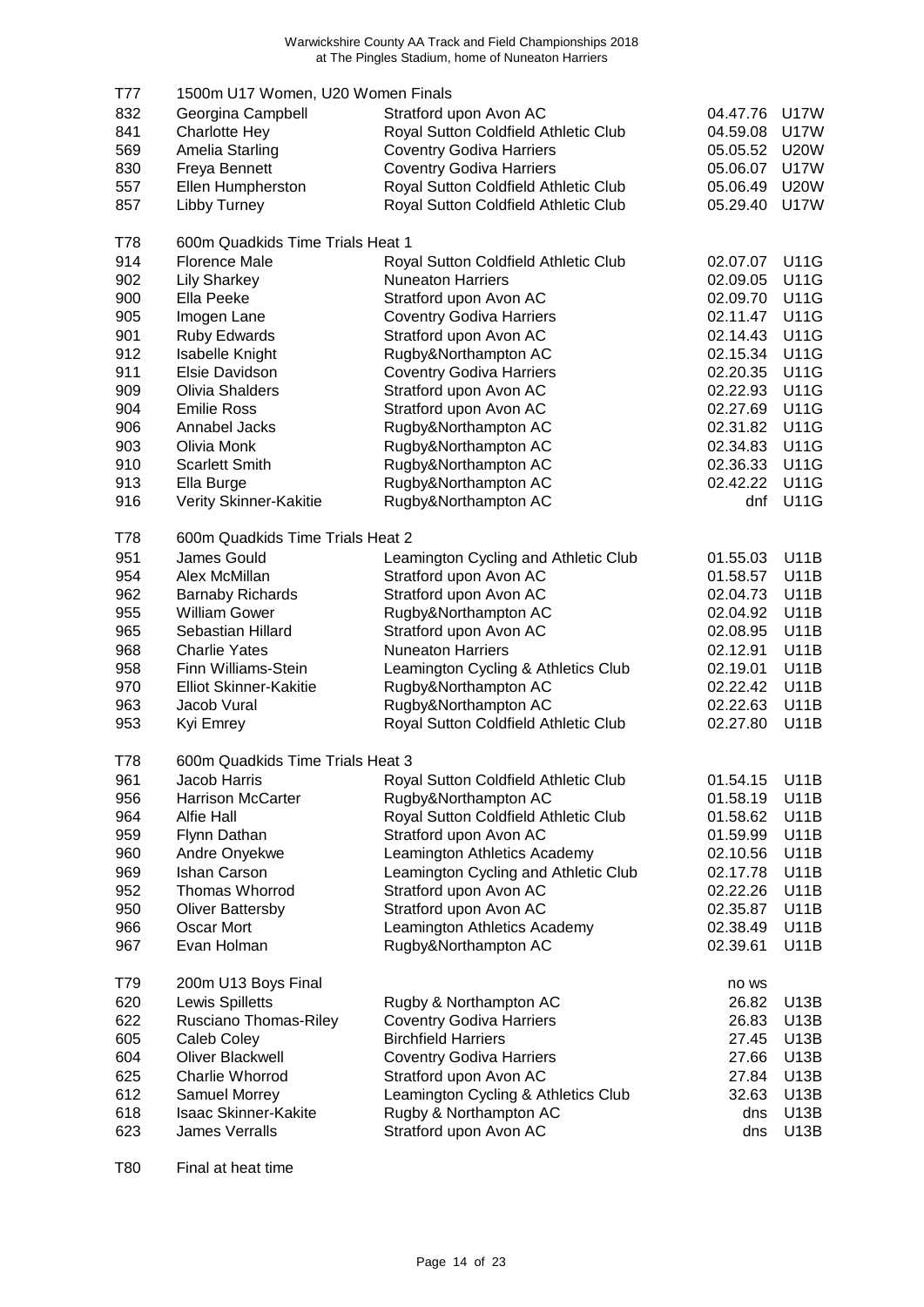Warwickshire County AA Track and Field Championships 2018
at The Pingles Stadium, home of Nuneaton Harriers

| | | | | |
|---|---|---|---|---|
| T77 | 1500m U17 Women, U20 Women Finals | | | |
| 832 | Georgina Campbell | Stratford upon Avon AC | 04.47.76 | U17W |
| 841 | Charlotte Hey | Royal Sutton Coldfield Athletic Club | 04.59.08 | U17W |
| 569 | Amelia Starling | Coventry Godiva Harriers | 05.05.52 | U20W |
| 830 | Freya Bennett | Coventry Godiva Harriers | 05.06.07 | U17W |
| 557 | Ellen Humpherston | Royal Sutton Coldfield Athletic Club | 05.06.49 | U20W |
| 857 | Libby Turney | Royal Sutton Coldfield Athletic Club | 05.29.40 | U17W |
| | | | | |
| T78 | 600m Quadkids Time Trials Heat 1 | | | |
| 914 | Florence Male | Royal Sutton Coldfield Athletic Club | 02.07.07 | U11G |
| 902 | Lily Sharkey | Nuneaton Harriers | 02.09.05 | U11G |
| 900 | Ella Peeke | Stratford upon Avon AC | 02.09.70 | U11G |
| 905 | Imogen Lane | Coventry Godiva Harriers | 02.11.47 | U11G |
| 901 | Ruby Edwards | Stratford upon Avon AC | 02.14.43 | U11G |
| 912 | Isabelle Knight | Rugby&Northampton AC | 02.15.34 | U11G |
| 911 | Elsie Davidson | Coventry Godiva Harriers | 02.20.35 | U11G |
| 909 | Olivia Shalders | Stratford upon Avon AC | 02.22.93 | U11G |
| 904 | Emilie Ross | Stratford upon Avon AC | 02.27.69 | U11G |
| 906 | Annabel Jacks | Rugby&Northampton AC | 02.31.82 | U11G |
| 903 | Olivia Monk | Rugby&Northampton AC | 02.34.83 | U11G |
| 910 | Scarlett Smith | Rugby&Northampton AC | 02.36.33 | U11G |
| 913 | Ella Burge | Rugby&Northampton AC | 02.42.22 | U11G |
| 916 | Verity Skinner-Kakitie | Rugby&Northampton AC | dnf | U11G |
| | | | | |
| T78 | 600m Quadkids Time Trials Heat 2 | | | |
| 951 | James Gould | Leamington Cycling and Athletic Club | 01.55.03 | U11B |
| 954 | Alex McMillan | Stratford upon Avon AC | 01.58.57 | U11B |
| 962 | Barnaby Richards | Stratford upon Avon AC | 02.04.73 | U11B |
| 955 | William Gower | Rugby&Northampton AC | 02.04.92 | U11B |
| 965 | Sebastian Hillard | Stratford upon Avon AC | 02.08.95 | U11B |
| 968 | Charlie Yates | Nuneaton Harriers | 02.12.91 | U11B |
| 958 | Finn Williams-Stein | Leamington Cycling & Athletics Club | 02.19.01 | U11B |
| 970 | Elliot Skinner-Kakitie | Rugby&Northampton AC | 02.22.42 | U11B |
| 963 | Jacob Vural | Rugby&Northampton AC | 02.22.63 | U11B |
| 953 | Kyi Emrey | Royal Sutton Coldfield Athletic Club | 02.27.80 | U11B |
| | | | | |
| T78 | 600m Quadkids Time Trials Heat 3 | | | |
| 961 | Jacob Harris | Royal Sutton Coldfield Athletic Club | 01.54.15 | U11B |
| 956 | Harrison McCarter | Rugby&Northampton AC | 01.58.19 | U11B |
| 964 | Alfie Hall | Royal Sutton Coldfield Athletic Club | 01.58.62 | U11B |
| 959 | Flynn Dathan | Stratford upon Avon AC | 01.59.99 | U11B |
| 960 | Andre Onyekwe | Leamington Athletics Academy | 02.10.56 | U11B |
| 969 | Ishan Carson | Leamington Cycling and Athletic Club | 02.17.78 | U11B |
| 952 | Thomas Whorrod | Stratford upon Avon AC | 02.22.26 | U11B |
| 950 | Oliver Battersby | Stratford upon Avon AC | 02.35.87 | U11B |
| 966 | Oscar Mort | Leamington Athletics Academy | 02.38.49 | U11B |
| 967 | Evan Holman | Rugby&Northampton AC | 02.39.61 | U11B |
| | | | | |
| T79 | 200m U13 Boys Final | | no ws | |
| 620 | Lewis Spilletts | Rugby & Northampton AC | 26.82 | U13B |
| 622 | Rusciano Thomas-Riley | Coventry Godiva Harriers | 26.83 | U13B |
| 605 | Caleb Coley | Birchfield Harriers | 27.45 | U13B |
| 604 | Oliver Blackwell | Coventry Godiva Harriers | 27.66 | U13B |
| 625 | Charlie Whorrod | Stratford upon Avon AC | 27.84 | U13B |
| 612 | Samuel Morrey | Leamington Cycling & Athletics Club | 32.63 | U13B |
| 618 | Isaac Skinner-Kakite | Rugby & Northampton AC | dns | U13B |
| 623 | James Verralls | Stratford upon Avon AC | dns | U13B |
| | | | | |
| T80 | Final at heat time | | | |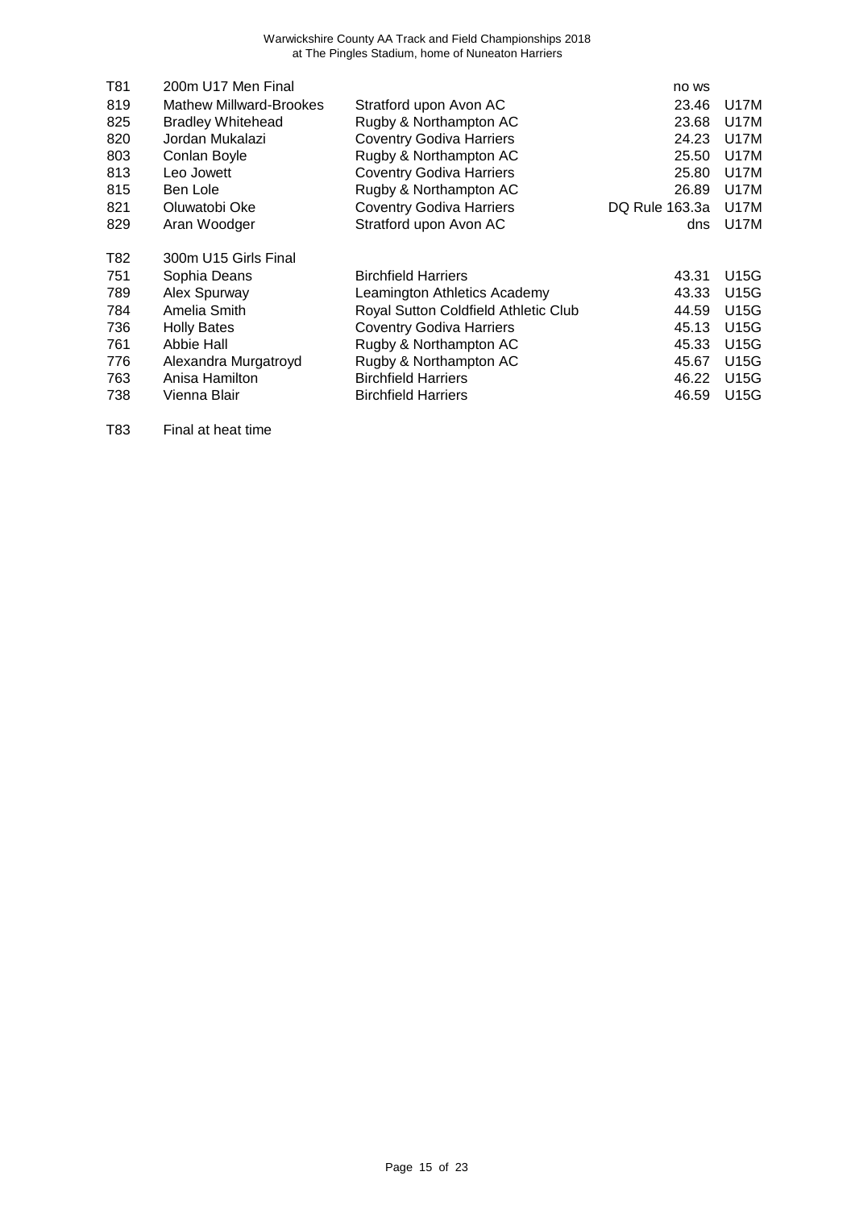Warwickshire County AA Track and Field Championships 2018
at The Pingles Stadium, home of Nuneaton Harriers

| T81 | 200m U17 Men Final | | no ws | |
|---|---|---|---|---|
| 819 | Mathew Millward-Brookes | Stratford upon Avon AC | 23.46 | U17M |
| 825 | Bradley Whitehead | Rugby & Northampton AC | 23.68 | U17M |
| 820 | Jordan Mukalazi | Coventry Godiva Harriers | 24.23 | U17M |
| 803 | Conlan Boyle | Rugby & Northampton AC | 25.50 | U17M |
| 813 | Leo Jowett | Coventry Godiva Harriers | 25.80 | U17M |
| 815 | Ben Lole | Rugby & Northampton AC | 26.89 | U17M |
| 821 | Oluwatobi Oke | Coventry Godiva Harriers | DQ Rule 163.3a | U17M |
| 829 | Aran Woodger | Stratford upon Avon AC | dns | U17M |

| T82 | 300m U15 Girls Final | | | |
|---|---|---|---|---|
| 751 | Sophia Deans | Birchfield Harriers | 43.31 | U15G |
| 789 | Alex Spurway | Leamington Athletics Academy | 43.33 | U15G |
| 784 | Amelia Smith | Royal Sutton Coldfield Athletic Club | 44.59 | U15G |
| 736 | Holly Bates | Coventry Godiva Harriers | 45.13 | U15G |
| 761 | Abbie Hall | Rugby & Northampton AC | 45.33 | U15G |
| 776 | Alexandra Murgatroyd | Rugby & Northampton AC | 45.67 | U15G |
| 763 | Anisa Hamilton | Birchfield Harriers | 46.22 | U15G |
| 738 | Vienna Blair | Birchfield Harriers | 46.59 | U15G |

T83 Final at heat time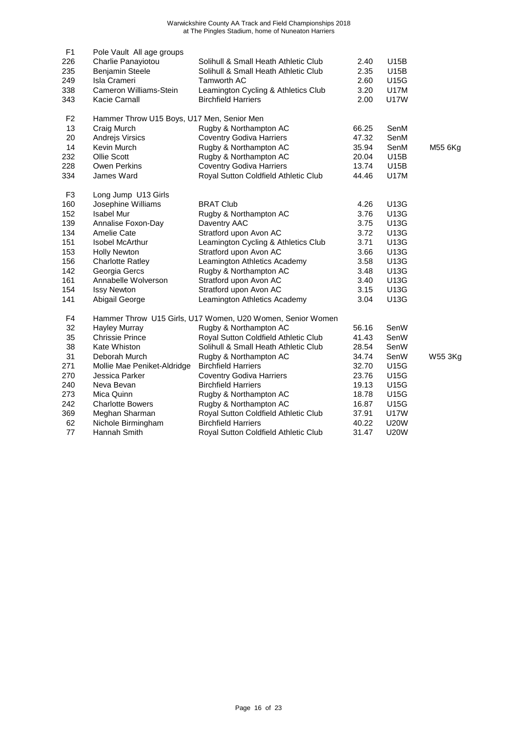Warwickshire County AA Track and Field Championships 2018
at The Pingles Stadium, home of Nuneaton Harriers

| | | | | | |
|---|---|---|---|---|---|
| F1 | Pole Vault All age groups | | | | |
| 226 | Charlie Panayiotou | Solihull & Small Heath Athletic Club | 2.40 | U15B | |
| 235 | Benjamin Steele | Solihull & Small Heath Athletic Club | 2.35 | U15B | |
| 249 | Isla Crameri | Tamworth AC | 2.60 | U15G | |
| 338 | Cameron Williams-Stein | Leamington Cycling & Athletics Club | 3.20 | U17M | |
| 343 | Kacie Carnall | Birchfield Harriers | 2.00 | U17W | |
| | | | | | |
| F2 | Hammer Throw U15 Boys, U17 Men, Senior Men | | | | |
| 13 | Craig Murch | Rugby & Northampton AC | 66.25 | SenM | |
| 20 | Andrejs Virsics | Coventry Godiva Harriers | 47.32 | SenM | |
| 14 | Kevin Murch | Rugby & Northampton AC | 35.94 | SenM | M55 6Kg |
| 232 | Ollie Scott | Rugby & Northampton AC | 20.04 | U15B | |
| 228 | Owen Perkins | Coventry Godiva Harriers | 13.74 | U15B | |
| 334 | James Ward | Royal Sutton Coldfield Athletic Club | 44.46 | U17M | |
| | | | | | |
| F3 | Long Jump U13 Girls | | | | |
| 160 | Josephine Williams | BRAT Club | 4.26 | U13G | |
| 152 | Isabel Mur | Rugby & Northampton AC | 3.76 | U13G | |
| 139 | Annalise Foxon-Day | Daventry AAC | 3.75 | U13G | |
| 134 | Amelie Cate | Stratford upon Avon AC | 3.72 | U13G | |
| 151 | Isobel McArthur | Leamington Cycling & Athletics Club | 3.71 | U13G | |
| 153 | Holly Newton | Stratford upon Avon AC | 3.66 | U13G | |
| 156 | Charlotte Ratley | Leamington Athletics Academy | 3.58 | U13G | |
| 142 | Georgia Gercs | Rugby & Northampton AC | 3.48 | U13G | |
| 161 | Annabelle Wolverson | Stratford upon Avon AC | 3.40 | U13G | |
| 154 | Issy Newton | Stratford upon Avon AC | 3.15 | U13G | |
| 141 | Abigail George | Leamington Athletics Academy | 3.04 | U13G | |
| | | | | | |
| F4 | Hammer Throw U15 Girls, U17 Women, U20 Women, Senior Women | | | | |
| 32 | Hayley Murray | Rugby & Northampton AC | 56.16 | SenW | |
| 35 | Chrissie Prince | Royal Sutton Coldfield Athletic Club | 41.43 | SenW | |
| 38 | Kate Whiston | Solihull & Small Heath Athletic Club | 28.54 | SenW | |
| 31 | Deborah Murch | Rugby & Northampton AC | 34.74 | SenW | W55 3Kg |
| 271 | Mollie Mae Peniket-Aldridge | Birchfield Harriers | 32.70 | U15G | |
| 270 | Jessica Parker | Coventry Godiva Harriers | 23.76 | U15G | |
| 240 | Neva Bevan | Birchfield Harriers | 19.13 | U15G | |
| 273 | Mica Quinn | Rugby & Northampton AC | 18.78 | U15G | |
| 242 | Charlotte Bowers | Rugby & Northampton AC | 16.87 | U15G | |
| 369 | Meghan Sharman | Royal Sutton Coldfield Athletic Club | 37.91 | U17W | |
| 62 | Nichole Birmingham | Birchfield Harriers | 40.22 | U20W | |
| 77 | Hannah Smith | Royal Sutton Coldfield Athletic Club | 31.47 | U20W | |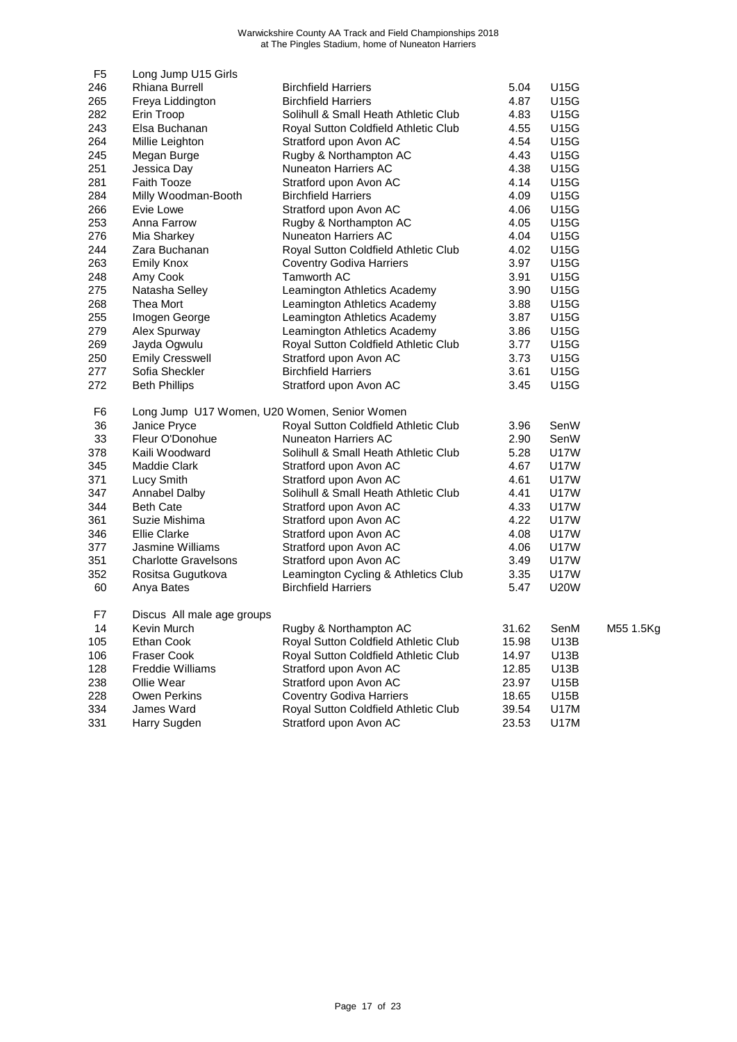Warwickshire County AA Track and Field Championships 2018
at The Pingles Stadium, home of Nuneaton Harriers

| | | | | | |
|---|---|---|---|---|---|
| F5 | Long Jump U15 Girls | | | | |
| 246 | Rhiana Burrell | Birchfield Harriers | 5.04 | U15G | |
| 265 | Freya Liddington | Birchfield Harriers | 4.87 | U15G | |
| 282 | Erin Troop | Solihull & Small Heath Athletic Club | 4.83 | U15G | |
| 243 | Elsa Buchanan | Royal Sutton Coldfield Athletic Club | 4.55 | U15G | |
| 264 | Millie Leighton | Stratford upon Avon AC | 4.54 | U15G | |
| 245 | Megan Burge | Rugby & Northampton AC | 4.43 | U15G | |
| 251 | Jessica Day | Nuneaton Harriers AC | 4.38 | U15G | |
| 281 | Faith Tooze | Stratford upon Avon AC | 4.14 | U15G | |
| 284 | Milly Woodman-Booth | Birchfield Harriers | 4.09 | U15G | |
| 266 | Evie Lowe | Stratford upon Avon AC | 4.06 | U15G | |
| 253 | Anna Farrow | Rugby & Northampton AC | 4.05 | U15G | |
| 276 | Mia Sharkey | Nuneaton Harriers AC | 4.04 | U15G | |
| 244 | Zara Buchanan | Royal Sutton Coldfield Athletic Club | 4.02 | U15G | |
| 263 | Emily Knox | Coventry Godiva Harriers | 3.97 | U15G | |
| 248 | Amy Cook | Tamworth AC | 3.91 | U15G | |
| 275 | Natasha Selley | Leamington Athletics Academy | 3.90 | U15G | |
| 268 | Thea Mort | Leamington Athletics Academy | 3.88 | U15G | |
| 255 | Imogen George | Leamington Athletics Academy | 3.87 | U15G | |
| 279 | Alex Spurway | Leamington Athletics Academy | 3.86 | U15G | |
| 269 | Jayda Ogwulu | Royal Sutton Coldfield Athletic Club | 3.77 | U15G | |
| 250 | Emily Cresswell | Stratford upon Avon AC | 3.73 | U15G | |
| 277 | Sofia Sheckler | Birchfield Harriers | 3.61 | U15G | |
| 272 | Beth Phillips | Stratford upon Avon AC | 3.45 | U15G | |
| F6 | Long Jump U17 Women, U20 Women, Senior Women | | | | |
| 36 | Janice Pryce | Royal Sutton Coldfield Athletic Club | 3.96 | SenW | |
| 33 | Fleur O'Donohue | Nuneaton Harriers AC | 2.90 | SenW | |
| 378 | Kaili Woodward | Solihull & Small Heath Athletic Club | 5.28 | U17W | |
| 345 | Maddie Clark | Stratford upon Avon AC | 4.67 | U17W | |
| 371 | Lucy Smith | Stratford upon Avon AC | 4.61 | U17W | |
| 347 | Annabel Dalby | Solihull & Small Heath Athletic Club | 4.41 | U17W | |
| 344 | Beth Cate | Stratford upon Avon AC | 4.33 | U17W | |
| 361 | Suzie Mishima | Stratford upon Avon AC | 4.22 | U17W | |
| 346 | Ellie Clarke | Stratford upon Avon AC | 4.08 | U17W | |
| 377 | Jasmine Williams | Stratford upon Avon AC | 4.06 | U17W | |
| 351 | Charlotte Gravelsons | Stratford upon Avon AC | 3.49 | U17W | |
| 352 | Rositsa Gugutkova | Leamington Cycling & Athletics Club | 3.35 | U17W | |
| 60 | Anya Bates | Birchfield Harriers | 5.47 | U20W | |
| F7 | Discus All male age groups | | | | |
| 14 | Kevin Murch | Rugby & Northampton AC | 31.62 | SenM | M55 1.5Kg |
| 105 | Ethan Cook | Royal Sutton Coldfield Athletic Club | 15.98 | U13B | |
| 106 | Fraser Cook | Royal Sutton Coldfield Athletic Club | 14.97 | U13B | |
| 128 | Freddie Williams | Stratford upon Avon AC | 12.85 | U13B | |
| 238 | Ollie Wear | Stratford upon Avon AC | 23.97 | U15B | |
| 228 | Owen Perkins | Coventry Godiva Harriers | 18.65 | U15B | |
| 334 | James Ward | Royal Sutton Coldfield Athletic Club | 39.54 | U17M | |
| 331 | Harry Sugden | Stratford upon Avon AC | 23.53 | U17M | |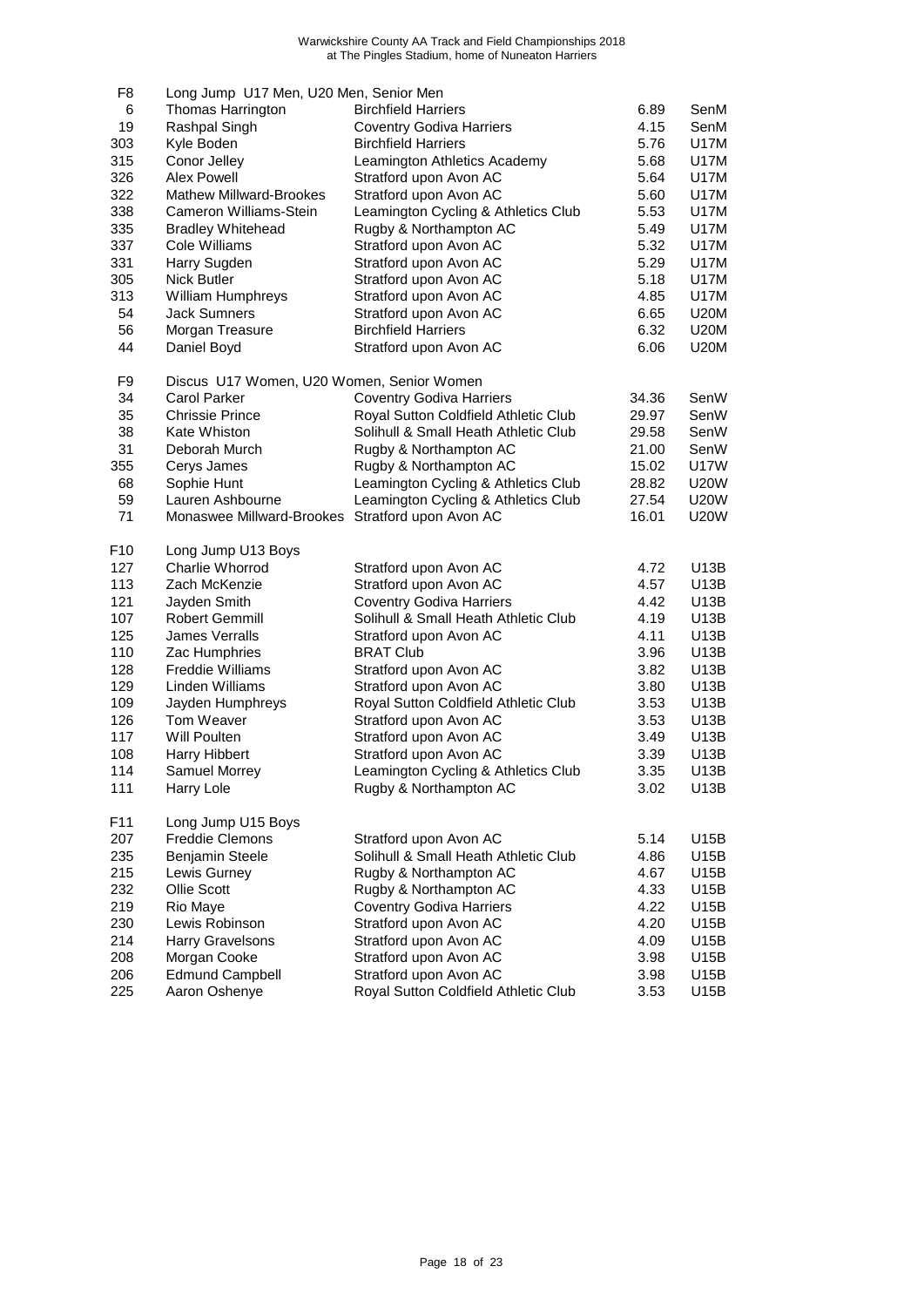Warwickshire County AA Track and Field Championships 2018
at The Pingles Stadium, home of Nuneaton Harriers

| | | | | |
|---|---|---|---|---|
| F8 | Long Jump U17 Men, U20 Men, Senior Men | | | |
| 6 | Thomas Harrington | Birchfield Harriers | 6.89 | SenM |
| 19 | Rashpal Singh | Coventry Godiva Harriers | 4.15 | SenM |
| 303 | Kyle Boden | Birchfield Harriers | 5.76 | U17M |
| 315 | Conor Jelley | Leamington Athletics Academy | 5.68 | U17M |
| 326 | Alex Powell | Stratford upon Avon AC | 5.64 | U17M |
| 322 | Mathew Millward-Brookes | Stratford upon Avon AC | 5.60 | U17M |
| 338 | Cameron Williams-Stein | Leamington Cycling & Athletics Club | 5.53 | U17M |
| 335 | Bradley Whitehead | Rugby & Northampton AC | 5.49 | U17M |
| 337 | Cole Williams | Stratford upon Avon AC | 5.32 | U17M |
| 331 | Harry Sugden | Stratford upon Avon AC | 5.29 | U17M |
| 305 | Nick Butler | Stratford upon Avon AC | 5.18 | U17M |
| 313 | William Humphreys | Stratford upon Avon AC | 4.85 | U17M |
| 54 | Jack Sumners | Stratford upon Avon AC | 6.65 | U20M |
| 56 | Morgan Treasure | Birchfield Harriers | 6.32 | U20M |
| 44 | Daniel Boyd | Stratford upon Avon AC | 6.06 | U20M |
| | | | | |
| F9 | Discus U17 Women, U20 Women, Senior Women | | | |
| 34 | Carol Parker | Coventry Godiva Harriers | 34.36 | SenW |
| 35 | Chrissie Prince | Royal Sutton Coldfield Athletic Club | 29.97 | SenW |
| 38 | Kate Whiston | Solihull & Small Heath Athletic Club | 29.58 | SenW |
| 31 | Deborah Murch | Rugby & Northampton AC | 21.00 | SenW |
| 355 | Cerys James | Rugby & Northampton AC | 15.02 | U17W |
| 68 | Sophie Hunt | Leamington Cycling & Athletics Club | 28.82 | U20W |
| 59 | Lauren Ashbourne | Leamington Cycling & Athletics Club | 27.54 | U20W |
| 71 | Monaswee Millward-Brookes | Stratford upon Avon AC | 16.01 | U20W |
| | | | | |
| F10 | Long Jump U13 Boys | | | |
| 127 | Charlie Whorrod | Stratford upon Avon AC | 4.72 | U13B |
| 113 | Zach McKenzie | Stratford upon Avon AC | 4.57 | U13B |
| 121 | Jayden Smith | Coventry Godiva Harriers | 4.42 | U13B |
| 107 | Robert Gemmill | Solihull & Small Heath Athletic Club | 4.19 | U13B |
| 125 | James Verralls | Stratford upon Avon AC | 4.11 | U13B |
| 110 | Zac Humphries | BRAT Club | 3.96 | U13B |
| 128 | Freddie Williams | Stratford upon Avon AC | 3.82 | U13B |
| 129 | Linden Williams | Stratford upon Avon AC | 3.80 | U13B |
| 109 | Jayden Humphreys | Royal Sutton Coldfield Athletic Club | 3.53 | U13B |
| 126 | Tom Weaver | Stratford upon Avon AC | 3.53 | U13B |
| 117 | Will Poulten | Stratford upon Avon AC | 3.49 | U13B |
| 108 | Harry Hibbert | Stratford upon Avon AC | 3.39 | U13B |
| 114 | Samuel Morrey | Leamington Cycling & Athletics Club | 3.35 | U13B |
| 111 | Harry Lole | Rugby & Northampton AC | 3.02 | U13B |
| | | | | |
| F11 | Long Jump U15 Boys | | | |
| 207 | Freddie Clemons | Stratford upon Avon AC | 5.14 | U15B |
| 235 | Benjamin Steele | Solihull & Small Heath Athletic Club | 4.86 | U15B |
| 215 | Lewis Gurney | Rugby & Northampton AC | 4.67 | U15B |
| 232 | Ollie Scott | Rugby & Northampton AC | 4.33 | U15B |
| 219 | Rio Maye | Coventry Godiva Harriers | 4.22 | U15B |
| 230 | Lewis Robinson | Stratford upon Avon AC | 4.20 | U15B |
| 214 | Harry Gravelsons | Stratford upon Avon AC | 4.09 | U15B |
| 208 | Morgan Cooke | Stratford upon Avon AC | 3.98 | U15B |
| 206 | Edmund Campbell | Stratford upon Avon AC | 3.98 | U15B |
| 225 | Aaron Oshenye | Royal Sutton Coldfield Athletic Club | 3.53 | U15B |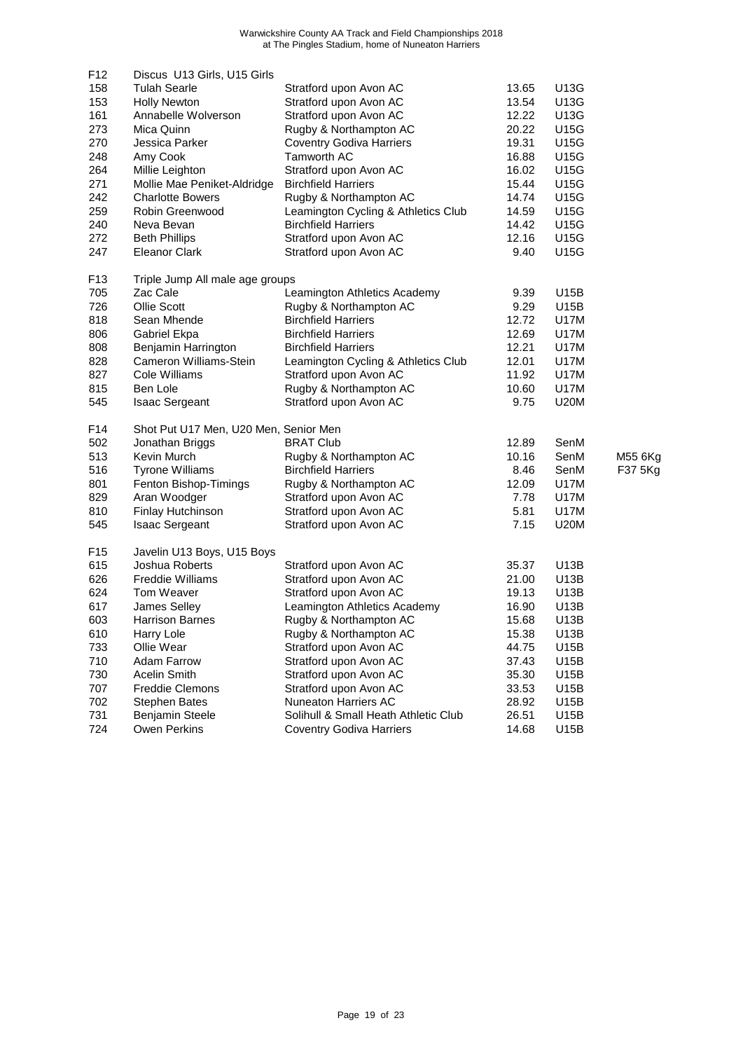Warwickshire County AA Track and Field Championships 2018
at The Pingles Stadium, home of Nuneaton Harriers

| | | | | | |
|---|---|---|---|---|---|
| F12 | Discus U13 Girls, U15 Girls | | | | |
| 158 | Tulah Searle | Stratford upon Avon AC | 13.65 | U13G | |
| 153 | Holly Newton | Stratford upon Avon AC | 13.54 | U13G | |
| 161 | Annabelle Wolverson | Stratford upon Avon AC | 12.22 | U13G | |
| 273 | Mica Quinn | Rugby & Northampton AC | 20.22 | U15G | |
| 270 | Jessica Parker | Coventry Godiva Harriers | 19.31 | U15G | |
| 248 | Amy Cook | Tamworth AC | 16.88 | U15G | |
| 264 | Millie Leighton | Stratford upon Avon AC | 16.02 | U15G | |
| 271 | Mollie Mae Peniket-Aldridge | Birchfield Harriers | 15.44 | U15G | |
| 242 | Charlotte Bowers | Rugby & Northampton AC | 14.74 | U15G | |
| 259 | Robin Greenwood | Leamington Cycling & Athletics Club | 14.59 | U15G | |
| 240 | Neva Bevan | Birchfield Harriers | 14.42 | U15G | |
| 272 | Beth Phillips | Stratford upon Avon AC | 12.16 | U15G | |
| 247 | Eleanor Clark | Stratford upon Avon AC | 9.40 | U15G | |
| | | | | | |
| F13 | Triple Jump All male age groups | | | | |
| 705 | Zac Cale | Leamington Athletics Academy | 9.39 | U15B | |
| 726 | Ollie Scott | Rugby & Northampton AC | 9.29 | U15B | |
| 818 | Sean Mhende | Birchfield Harriers | 12.72 | U17M | |
| 806 | Gabriel Ekpa | Birchfield Harriers | 12.69 | U17M | |
| 808 | Benjamin Harrington | Birchfield Harriers | 12.21 | U17M | |
| 828 | Cameron Williams-Stein | Leamington Cycling & Athletics Club | 12.01 | U17M | |
| 827 | Cole Williams | Stratford upon Avon AC | 11.92 | U17M | |
| 815 | Ben Lole | Rugby & Northampton AC | 10.60 | U17M | |
| 545 | Isaac Sergeant | Stratford upon Avon AC | 9.75 | U20M | |
| | | | | | |
| F14 | Shot Put U17 Men, U20 Men, Senior Men | | | | |
| 502 | Jonathan Briggs | BRAT Club | 12.89 | SenM | |
| 513 | Kevin Murch | Rugby & Northampton AC | 10.16 | SenM | M55 6Kg |
| 516 | Tyrone Williams | Birchfield Harriers | 8.46 | SenM | F37 5Kg |
| 801 | Fenton Bishop-Timings | Rugby & Northampton AC | 12.09 | U17M | |
| 829 | Aran Woodger | Stratford upon Avon AC | 7.78 | U17M | |
| 810 | Finlay Hutchinson | Stratford upon Avon AC | 5.81 | U17M | |
| 545 | Isaac Sergeant | Stratford upon Avon AC | 7.15 | U20M | |
| | | | | | |
| F15 | Javelin U13 Boys, U15 Boys | | | | |
| 615 | Joshua Roberts | Stratford upon Avon AC | 35.37 | U13B | |
| 626 | Freddie Williams | Stratford upon Avon AC | 21.00 | U13B | |
| 624 | Tom Weaver | Stratford upon Avon AC | 19.13 | U13B | |
| 617 | James Selley | Leamington Athletics Academy | 16.90 | U13B | |
| 603 | Harrison Barnes | Rugby & Northampton AC | 15.68 | U13B | |
| 610 | Harry Lole | Rugby & Northampton AC | 15.38 | U13B | |
| 733 | Ollie Wear | Stratford upon Avon AC | 44.75 | U15B | |
| 710 | Adam Farrow | Stratford upon Avon AC | 37.43 | U15B | |
| 730 | Acelin Smith | Stratford upon Avon AC | 35.30 | U15B | |
| 707 | Freddie Clemons | Stratford upon Avon AC | 33.53 | U15B | |
| 702 | Stephen Bates | Nuneaton Harriers AC | 28.92 | U15B | |
| 731 | Benjamin Steele | Solihull & Small Heath Athletic Club | 26.51 | U15B | |
| 724 | Owen Perkins | Coventry Godiva Harriers | 14.68 | U15B | |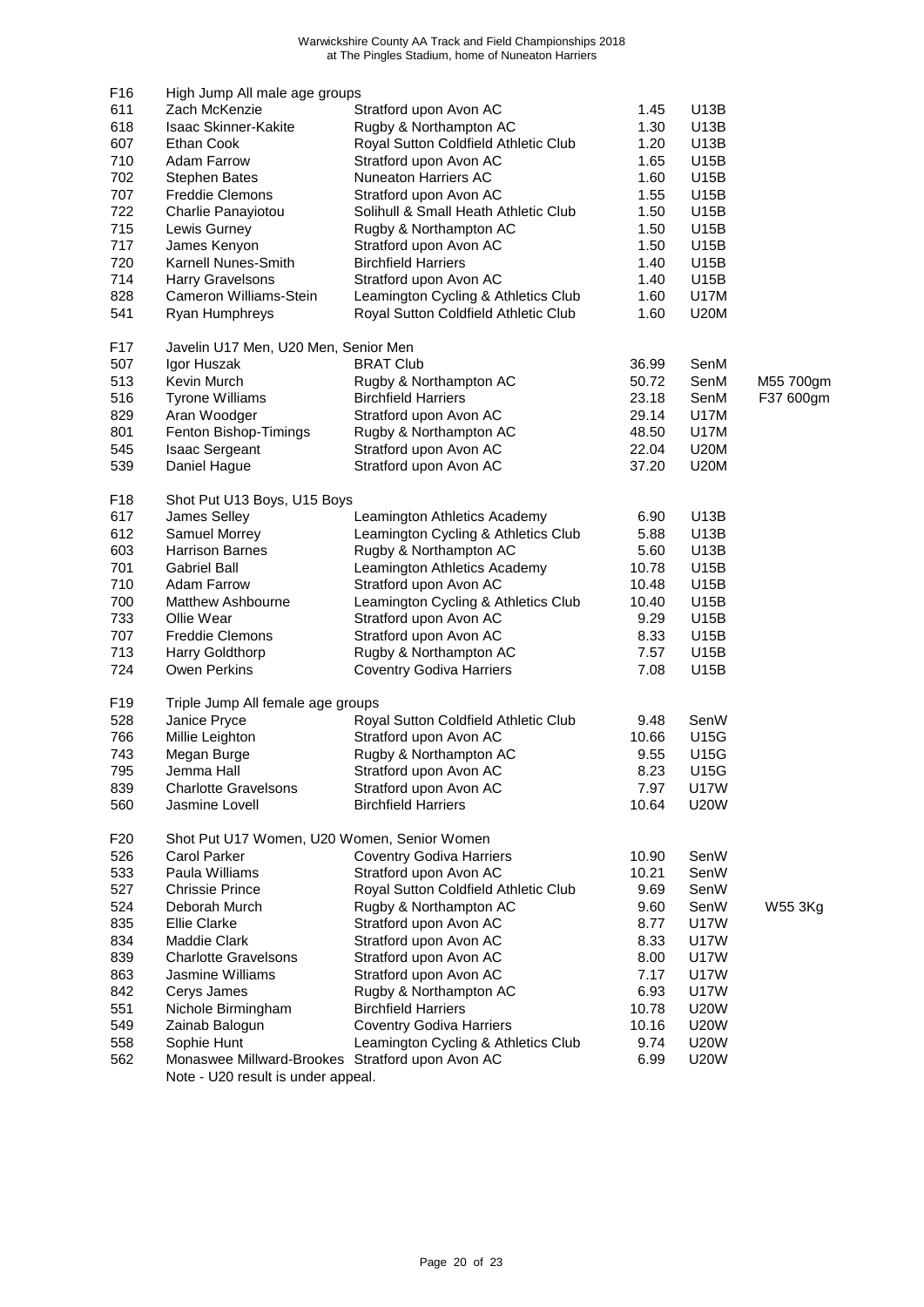Warwickshire County AA Track and Field Championships 2018
at The Pingles Stadium, home of Nuneaton Harriers

| | | | | | |
|---|---|---|---|---|---|
| F16 | High Jump All male age groups | | | | |
| 611 | Zach McKenzie | Stratford upon Avon AC | 1.45 | U13B | |
| 618 | Isaac Skinner-Kakite | Rugby & Northampton AC | 1.30 | U13B | |
| 607 | Ethan Cook | Royal Sutton Coldfield Athletic Club | 1.20 | U13B | |
| 710 | Adam Farrow | Stratford upon Avon AC | 1.65 | U15B | |
| 702 | Stephen Bates | Nuneaton Harriers AC | 1.60 | U15B | |
| 707 | Freddie Clemons | Stratford upon Avon AC | 1.55 | U15B | |
| 722 | Charlie Panayiotou | Solihull & Small Heath Athletic Club | 1.50 | U15B | |
| 715 | Lewis Gurney | Rugby & Northampton AC | 1.50 | U15B | |
| 717 | James Kenyon | Stratford upon Avon AC | 1.50 | U15B | |
| 720 | Karnell Nunes-Smith | Birchfield Harriers | 1.40 | U15B | |
| 714 | Harry Gravelsons | Stratford upon Avon AC | 1.40 | U15B | |
| 828 | Cameron Williams-Stein | Leamington Cycling & Athletics Club | 1.60 | U17M | |
| 541 | Ryan Humphreys | Royal Sutton Coldfield Athletic Club | 1.60 | U20M | |
| | | | | | |
| F17 | Javelin U17 Men, U20 Men, Senior Men | | | | |
| 507 | Igor Huszak | BRAT Club | 36.99 | SenM | |
| 513 | Kevin Murch | Rugby & Northampton AC | 50.72 | SenM | M55 700gm |
| 516 | Tyrone Williams | Birchfield Harriers | 23.18 | SenM | F37 600gm |
| 829 | Aran Woodger | Stratford upon Avon AC | 29.14 | U17M | |
| 801 | Fenton Bishop-Timings | Rugby & Northampton AC | 48.50 | U17M | |
| 545 | Isaac Sergeant | Stratford upon Avon AC | 22.04 | U20M | |
| 539 | Daniel Hague | Stratford upon Avon AC | 37.20 | U20M | |
| | | | | | |
| F18 | Shot Put U13 Boys, U15 Boys | | | | |
| 617 | James Selley | Leamington Athletics Academy | 6.90 | U13B | |
| 612 | Samuel Morrey | Leamington Cycling & Athletics Club | 5.88 | U13B | |
| 603 | Harrison Barnes | Rugby & Northampton AC | 5.60 | U13B | |
| 701 | Gabriel Ball | Leamington Athletics Academy | 10.78 | U15B | |
| 710 | Adam Farrow | Stratford upon Avon AC | 10.48 | U15B | |
| 700 | Matthew Ashbourne | Leamington Cycling & Athletics Club | 10.40 | U15B | |
| 733 | Ollie Wear | Stratford upon Avon AC | 9.29 | U15B | |
| 707 | Freddie Clemons | Stratford upon Avon AC | 8.33 | U15B | |
| 713 | Harry Goldthorp | Rugby & Northampton AC | 7.57 | U15B | |
| 724 | Owen Perkins | Coventry Godiva Harriers | 7.08 | U15B | |
| | | | | | |
| F19 | Triple Jump All female age groups | | | | |
| 528 | Janice Pryce | Royal Sutton Coldfield Athletic Club | 9.48 | SenW | |
| 766 | Millie Leighton | Stratford upon Avon AC | 10.66 | U15G | |
| 743 | Megan Burge | Rugby & Northampton AC | 9.55 | U15G | |
| 795 | Jemma Hall | Stratford upon Avon AC | 8.23 | U15G | |
| 839 | Charlotte Gravelsons | Stratford upon Avon AC | 7.97 | U17W | |
| 560 | Jasmine Lovell | Birchfield Harriers | 10.64 | U20W | |
| | | | | | |
| F20 | Shot Put U17 Women, U20 Women, Senior Women | | | | |
| 526 | Carol Parker | Coventry Godiva Harriers | 10.90 | SenW | |
| 533 | Paula Williams | Stratford upon Avon AC | 10.21 | SenW | |
| 527 | Chrissie Prince | Royal Sutton Coldfield Athletic Club | 9.69 | SenW | |
| 524 | Deborah Murch | Rugby & Northampton AC | 9.60 | SenW | W55 3Kg |
| 835 | Ellie Clarke | Stratford upon Avon AC | 8.77 | U17W | |
| 834 | Maddie Clark | Stratford upon Avon AC | 8.33 | U17W | |
| 839 | Charlotte Gravelsons | Stratford upon Avon AC | 8.00 | U17W | |
| 863 | Jasmine Williams | Stratford upon Avon AC | 7.17 | U17W | |
| 842 | Cerys James | Rugby & Northampton AC | 6.93 | U17W | |
| 551 | Nichole Birmingham | Birchfield Harriers | 10.78 | U20W | |
| 549 | Zainab Balogun | Coventry Godiva Harriers | 10.16 | U20W | |
| 558 | Sophie Hunt | Leamington Cycling & Athletics Club | 9.74 | U20W | |
| 562 | Monaswee Millward-Brookes | Stratford upon Avon AC | 6.99 | U20W | |
| | Note - U20 result is under appeal. | | | | |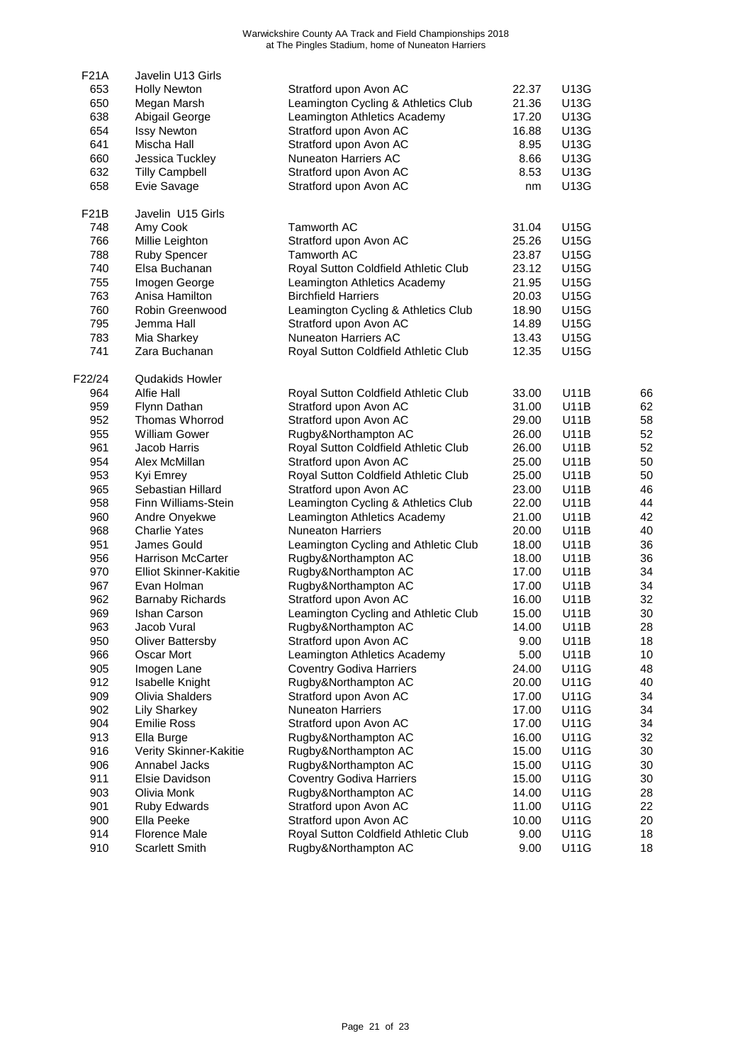Warwickshire County AA Track and Field Championships 2018
at The Pingles Stadium, home of Nuneaton Harriers

| F21A | Javelin U13 Girls | | | | |
|---|---|---|---|---|---|
| 653 | Holly Newton | Stratford upon Avon AC | 22.37 | U13G | |
| 650 | Megan Marsh | Leamington Cycling & Athletics Club | 21.36 | U13G | |
| 638 | Abigail George | Leamington Athletics Academy | 17.20 | U13G | |
| 654 | Issy Newton | Stratford upon Avon AC | 16.88 | U13G | |
| 641 | Mischa Hall | Stratford upon Avon AC | 8.95 | U13G | |
| 660 | Jessica Tuckley | Nuneaton Harriers AC | 8.66 | U13G | |
| 632 | Tilly Campbell | Stratford upon Avon AC | 8.53 | U13G | |
| 658 | Evie Savage | Stratford upon Avon AC | nm | U13G | |
| | | | | | |
| F21B | Javelin U15 Girls | | | | |
| 748 | Amy Cook | Tamworth AC | 31.04 | U15G | |
| 766 | Millie Leighton | Stratford upon Avon AC | 25.26 | U15G | |
| 788 | Ruby Spencer | Tamworth AC | 23.87 | U15G | |
| 740 | Elsa Buchanan | Royal Sutton Coldfield Athletic Club | 23.12 | U15G | |
| 755 | Imogen George | Leamington Athletics Academy | 21.95 | U15G | |
| 763 | Anisa Hamilton | Birchfield Harriers | 20.03 | U15G | |
| 760 | Robin Greenwood | Leamington Cycling & Athletics Club | 18.90 | U15G | |
| 795 | Jemma Hall | Stratford upon Avon AC | 14.89 | U15G | |
| 783 | Mia Sharkey | Nuneaton Harriers AC | 13.43 | U15G | |
| 741 | Zara Buchanan | Royal Sutton Coldfield Athletic Club | 12.35 | U15G | |
| | | | | | |
| F22/24 | Qudakids Howler | | | | |
| 964 | Alfie Hall | Royal Sutton Coldfield Athletic Club | 33.00 | U11B | 66 |
| 959 | Flynn Dathan | Stratford upon Avon AC | 31.00 | U11B | 62 |
| 952 | Thomas Whorrod | Stratford upon Avon AC | 29.00 | U11B | 58 |
| 955 | William Gower | Rugby&Northampton AC | 26.00 | U11B | 52 |
| 961 | Jacob Harris | Royal Sutton Coldfield Athletic Club | 26.00 | U11B | 52 |
| 954 | Alex McMillan | Stratford upon Avon AC | 25.00 | U11B | 50 |
| 953 | Kyi Emrey | Royal Sutton Coldfield Athletic Club | 25.00 | U11B | 50 |
| 965 | Sebastian Hillard | Stratford upon Avon AC | 23.00 | U11B | 46 |
| 958 | Finn Williams-Stein | Leamington Cycling & Athletics Club | 22.00 | U11B | 44 |
| 960 | Andre Onyekwe | Leamington Athletics Academy | 21.00 | U11B | 42 |
| 968 | Charlie Yates | Nuneaton Harriers | 20.00 | U11B | 40 |
| 951 | James Gould | Leamington Cycling and Athletic Club | 18.00 | U11B | 36 |
| 956 | Harrison McCarter | Rugby&Northampton AC | 18.00 | U11B | 36 |
| 970 | Elliot Skinner-Kakitie | Rugby&Northampton AC | 17.00 | U11B | 34 |
| 967 | Evan Holman | Rugby&Northampton AC | 17.00 | U11B | 34 |
| 962 | Barnaby Richards | Stratford upon Avon AC | 16.00 | U11B | 32 |
| 969 | Ishan Carson | Leamington Cycling and Athletic Club | 15.00 | U11B | 30 |
| 963 | Jacob Vural | Rugby&Northampton AC | 14.00 | U11B | 28 |
| 950 | Oliver Battersby | Stratford upon Avon AC | 9.00 | U11B | 18 |
| 966 | Oscar Mort | Leamington Athletics Academy | 5.00 | U11B | 10 |
| 905 | Imogen Lane | Coventry Godiva Harriers | 24.00 | U11G | 48 |
| 912 | Isabelle Knight | Rugby&Northampton AC | 20.00 | U11G | 40 |
| 909 | Olivia Shalders | Stratford upon Avon AC | 17.00 | U11G | 34 |
| 902 | Lily Sharkey | Nuneaton Harriers | 17.00 | U11G | 34 |
| 904 | Emilie Ross | Stratford upon Avon AC | 17.00 | U11G | 34 |
| 913 | Ella Burge | Rugby&Northampton AC | 16.00 | U11G | 32 |
| 916 | Verity Skinner-Kakitie | Rugby&Northampton AC | 15.00 | U11G | 30 |
| 906 | Annabel Jacks | Rugby&Northampton AC | 15.00 | U11G | 30 |
| 911 | Elsie Davidson | Coventry Godiva Harriers | 15.00 | U11G | 30 |
| 903 | Olivia Monk | Rugby&Northampton AC | 14.00 | U11G | 28 |
| 901 | Ruby Edwards | Stratford upon Avon AC | 11.00 | U11G | 22 |
| 900 | Ella Peeke | Stratford upon Avon AC | 10.00 | U11G | 20 |
| 914 | Florence Male | Royal Sutton Coldfield Athletic Club | 9.00 | U11G | 18 |
| 910 | Scarlett Smith | Rugby&Northampton AC | 9.00 | U11G | 18 |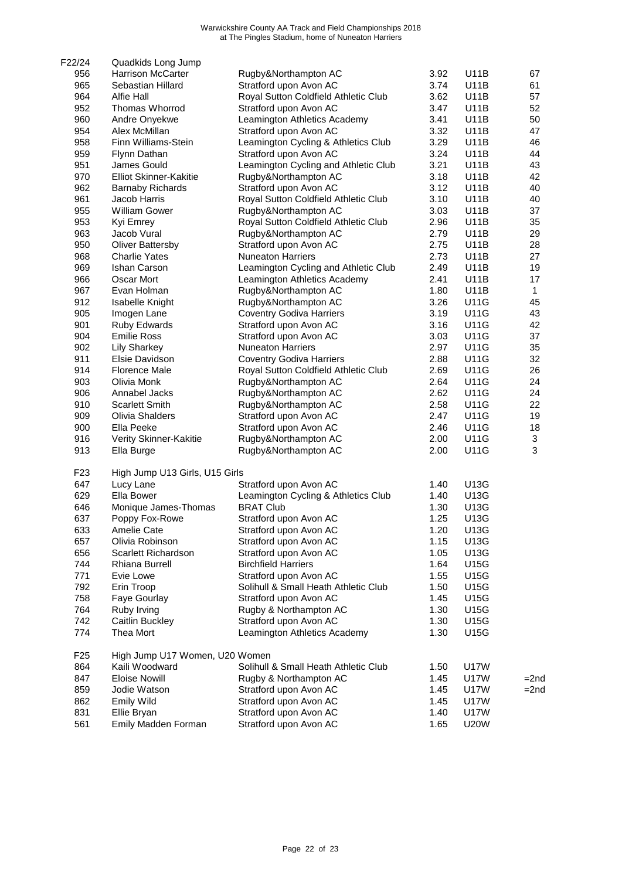Warwickshire County AA Track and Field Championships 2018
at The Pingles Stadium, home of Nuneaton Harriers

| F22/24 | Quadkids Long Jump | | | | |
|---|---|---|---|---|---|
| 956 | Harrison McCarter | Rugby&Northampton AC | 3.92 | U11B | 67 |
| 965 | Sebastian Hillard | Stratford upon Avon AC | 3.74 | U11B | 61 |
| 964 | Alfie Hall | Royal Sutton Coldfield Athletic Club | 3.62 | U11B | 57 |
| 952 | Thomas Whorrod | Stratford upon Avon AC | 3.47 | U11B | 52 |
| 960 | Andre Onyekwe | Leamington Athletics Academy | 3.41 | U11B | 50 |
| 954 | Alex McMillan | Stratford upon Avon AC | 3.32 | U11B | 47 |
| 958 | Finn Williams-Stein | Leamington Cycling & Athletics Club | 3.29 | U11B | 46 |
| 959 | Flynn Dathan | Stratford upon Avon AC | 3.24 | U11B | 44 |
| 951 | James Gould | Leamington Cycling and Athletic Club | 3.21 | U11B | 43 |
| 970 | Elliot Skinner-Kakitie | Rugby&Northampton AC | 3.18 | U11B | 42 |
| 962 | Barnaby Richards | Stratford upon Avon AC | 3.12 | U11B | 40 |
| 961 | Jacob Harris | Royal Sutton Coldfield Athletic Club | 3.10 | U11B | 40 |
| 955 | William Gower | Rugby&Northampton AC | 3.03 | U11B | 37 |
| 953 | Kyi Emrey | Royal Sutton Coldfield Athletic Club | 2.96 | U11B | 35 |
| 963 | Jacob Vural | Rugby&Northampton AC | 2.79 | U11B | 29 |
| 950 | Oliver Battersby | Stratford upon Avon AC | 2.75 | U11B | 28 |
| 968 | Charlie Yates | Nuneaton Harriers | 2.73 | U11B | 27 |
| 969 | Ishan Carson | Leamington Cycling and Athletic Club | 2.49 | U11B | 19 |
| 966 | Oscar Mort | Leamington Athletics Academy | 2.41 | U11B | 17 |
| 967 | Evan Holman | Rugby&Northampton AC | 1.80 | U11B | 1 |
| 912 | Isabelle Knight | Rugby&Northampton AC | 3.26 | U11G | 45 |
| 905 | Imogen Lane | Coventry Godiva Harriers | 3.19 | U11G | 43 |
| 901 | Ruby Edwards | Stratford upon Avon AC | 3.16 | U11G | 42 |
| 904 | Emilie Ross | Stratford upon Avon AC | 3.03 | U11G | 37 |
| 902 | Lily Sharkey | Nuneaton Harriers | 2.97 | U11G | 35 |
| 911 | Elsie Davidson | Coventry Godiva Harriers | 2.88 | U11G | 32 |
| 914 | Florence Male | Royal Sutton Coldfield Athletic Club | 2.69 | U11G | 26 |
| 903 | Olivia Monk | Rugby&Northampton AC | 2.64 | U11G | 24 |
| 906 | Annabel Jacks | Rugby&Northampton AC | 2.62 | U11G | 24 |
| 910 | Scarlett Smith | Rugby&Northampton AC | 2.58 | U11G | 22 |
| 909 | Olivia Shalders | Stratford upon Avon AC | 2.47 | U11G | 19 |
| 900 | Ella Peeke | Stratford upon Avon AC | 2.46 | U11G | 18 |
| 916 | Verity Skinner-Kakitie | Rugby&Northampton AC | 2.00 | U11G | 3 |
| 913 | Ella Burge | Rugby&Northampton AC | 2.00 | U11G | 3 |

| F23 | High Jump U13 Girls, U15 Girls | | | |
|---|---|---|---|---|
| 647 | Lucy Lane | Stratford upon Avon AC | 1.40 | U13G |
| 629 | Ella Bower | Leamington Cycling & Athletics Club | 1.40 | U13G |
| 646 | Monique James-Thomas | BRAT Club | 1.30 | U13G |
| 637 | Poppy Fox-Rowe | Stratford upon Avon AC | 1.25 | U13G |
| 633 | Amelie Cate | Stratford upon Avon AC | 1.20 | U13G |
| 657 | Olivia Robinson | Stratford upon Avon AC | 1.15 | U13G |
| 656 | Scarlett Richardson | Stratford upon Avon AC | 1.05 | U13G |
| 744 | Rhiana Burrell | Birchfield Harriers | 1.64 | U15G |
| 771 | Evie Lowe | Stratford upon Avon AC | 1.55 | U15G |
| 792 | Erin Troop | Solihull & Small Heath Athletic Club | 1.50 | U15G |
| 758 | Faye Gourlay | Stratford upon Avon AC | 1.45 | U15G |
| 764 | Ruby Irving | Rugby & Northampton AC | 1.30 | U15G |
| 742 | Caitlin Buckley | Stratford upon Avon AC | 1.30 | U15G |
| 774 | Thea Mort | Leamington Athletics Academy | 1.30 | U15G |

| F25 | High Jump U17 Women, U20 Women | | | | |
|---|---|---|---|---|---|
| 864 | Kaili Woodward | Solihull & Small Heath Athletic Club | 1.50 | U17W | |
| 847 | Eloise Nowill | Rugby & Northampton AC | 1.45 | U17W | =2nd |
| 859 | Jodie Watson | Stratford upon Avon AC | 1.45 | U17W | =2nd |
| 862 | Emily Wild | Stratford upon Avon AC | 1.45 | U17W | |
| 831 | Ellie Bryan | Stratford upon Avon AC | 1.40 | U17W | |
| 561 | Emily Madden Forman | Stratford upon Avon AC | 1.65 | U20W | |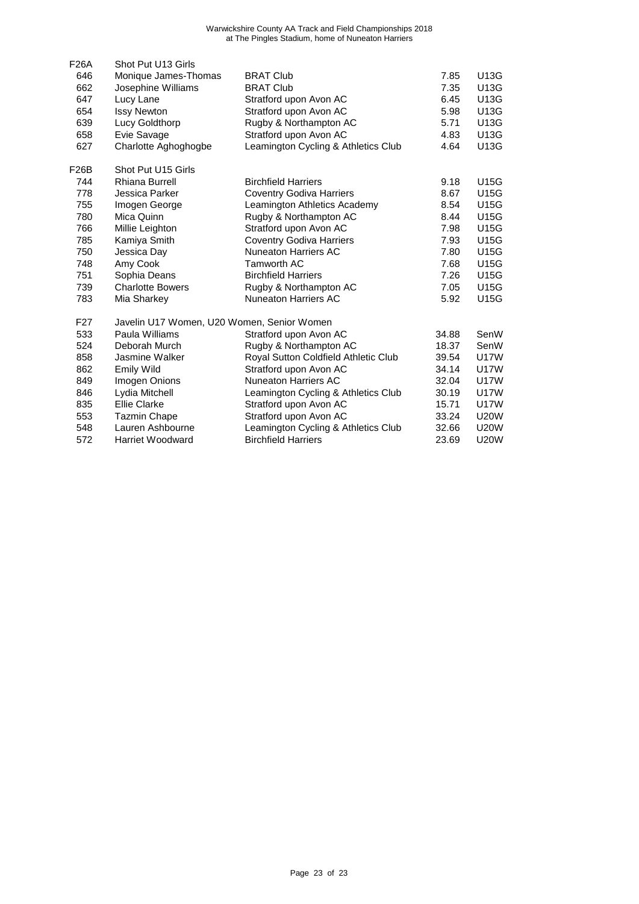| | | | | |
|---|---|---|---|---|
| F26A | Shot Put U13 Girls | | | |
| 646 | Monique James-Thomas | BRAT Club | 7.85 | U13G |
| 662 | Josephine Williams | BRAT Club | 7.35 | U13G |
| 647 | Lucy Lane | Stratford upon Avon AC | 6.45 | U13G |
| 654 | Issy Newton | Stratford upon Avon AC | 5.98 | U13G |
| 639 | Lucy Goldthorp | Rugby & Northampton AC | 5.71 | U13G |
| 658 | Evie Savage | Stratford upon Avon AC | 4.83 | U13G |
| 627 | Charlotte Aghoghogbe | Leamington Cycling & Athletics Club | 4.64 | U13G |
| | | | | |
| F26B | Shot Put U15 Girls | | | |
| 744 | Rhiana Burrell | Birchfield Harriers | 9.18 | U15G |
| 778 | Jessica Parker | Coventry Godiva Harriers | 8.67 | U15G |
| 755 | Imogen George | Leamington Athletics Academy | 8.54 | U15G |
| 780 | Mica Quinn | Rugby & Northampton AC | 8.44 | U15G |
| 766 | Millie Leighton | Stratford upon Avon AC | 7.98 | U15G |
| 785 | Kamiya Smith | Coventry Godiva Harriers | 7.93 | U15G |
| 750 | Jessica Day | Nuneaton Harriers AC | 7.80 | U15G |
| 748 | Amy Cook | Tamworth AC | 7.68 | U15G |
| 751 | Sophia Deans | Birchfield Harriers | 7.26 | U15G |
| 739 | Charlotte Bowers | Rugby & Northampton AC | 7.05 | U15G |
| 783 | Mia Sharkey | Nuneaton Harriers AC | 5.92 | U15G |
| | | | | |
| F27 | Javelin U17 Women, U20 Women, Senior Women | | | |
| 533 | Paula Williams | Stratford upon Avon AC | 34.88 | SenW |
| 524 | Deborah Murch | Rugby & Northampton AC | 18.37 | SenW |
| 858 | Jasmine Walker | Royal Sutton Coldfield Athletic Club | 39.54 | U17W |
| 862 | Emily Wild | Stratford upon Avon AC | 34.14 | U17W |
| 849 | Imogen Onions | Nuneaton Harriers AC | 32.04 | U17W |
| 846 | Lydia Mitchell | Leamington Cycling & Athletics Club | 30.19 | U17W |
| 835 | Ellie Clarke | Stratford upon Avon AC | 15.71 | U17W |
| 553 | Tazmin Chape | Stratford upon Avon AC | 33.24 | U20W |
| 548 | Lauren Ashbourne | Leamington Cycling & Athletics Club | 32.66 | U20W |
| 572 | Harriet Woodward | Birchfield Harriers | 23.69 | U20W |